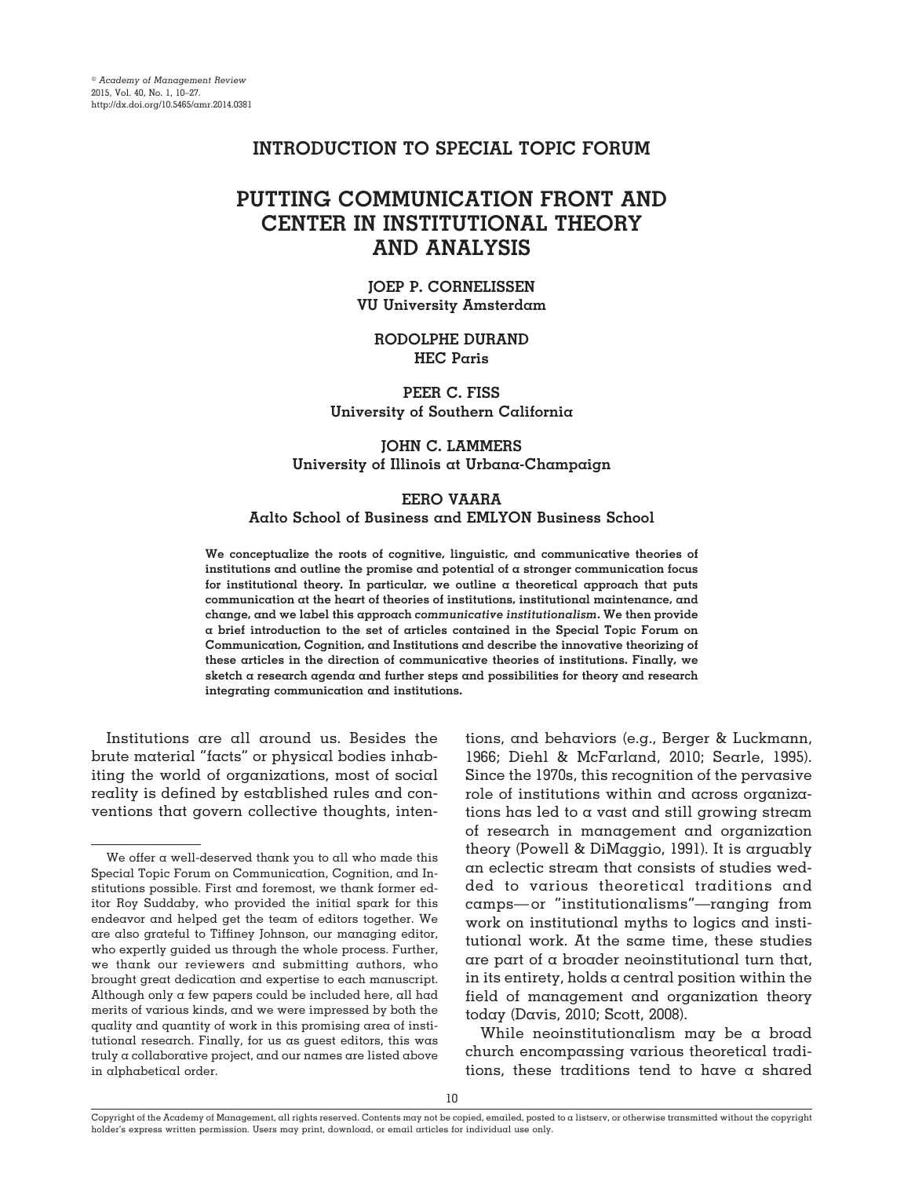© *Academy of Management Review*
2015, Vol. 40, No. 1, 10–27.
http://dx.doi.org/10.5465/amr.2014.0381

## INTRODUCTION TO SPECIAL TOPIC FORUM

# PUTTING COMMUNICATION FRONT AND CENTER IN INSTITUTIONAL THEORY AND ANALYSIS

**JOEP P. CORNELISSEN**
**VU University Amsterdam**

**RODOLPHE DURAND**
**HEC Paris**

**PEER C. FISS**
**University of Southern California**

**JOHN C. LAMMERS**
**University of Illinois at Urbana-Champaign**

**EERO VAARA**
**Aalto School of Business and EMLYON Business School**

**We conceptualize the roots of cognitive, linguistic, and communicative theories of institutions and outline the promise and potential of a stronger communication focus for institutional theory. In particular, we outline a theoretical approach that puts communication at the heart of theories of institutions, institutional maintenance, and change, and we label this approach *communicative institutionalism*. We then provide a brief introduction to the set of articles contained in the Special Topic Forum on Communication, Cognition, and Institutions and describe the innovative theorizing of these articles in the direction of communicative theories of institutions. Finally, we sketch a research agenda and further steps and possibilities for theory and research integrating communication and institutions.**

Institutions are all around us. Besides the brute material "facts" or physical bodies inhabiting the world of organizations, most of social reality is defined by established rules and conventions that govern collective thoughts, intentions, and behaviors (e.g., Berger & Luckmann, 1966; Diehl & McFarland, 2010; Searle, 1995). Since the 1970s, this recognition of the pervasive role of institutions within and across organizations has led to a vast and still growing stream of research in management and organization theory (Powell & DiMaggio, 1991). It is arguably an eclectic stream that consists of studies wedded to various theoretical traditions and camps—or "institutionalisms"—ranging from work on institutional myths to logics and institutional work. At the same time, these studies are part of a broader neoinstitutional turn that, in its entirety, holds a central position within the field of management and organization theory today (Davis, 2010; Scott, 2008).

While neoinstitutionalism may be a broad church encompassing various theoretical traditions, these traditions tend to have a shared

---

We offer a well-deserved thank you to all who made this Special Topic Forum on Communication, Cognition, and Institutions possible. First and foremost, we thank former editor Roy Suddaby, who provided the initial spark for this endeavor and helped get the team of editors together. We are also grateful to Tiffiney Johnson, our managing editor, who expertly guided us through the whole process. Further, we thank our reviewers and submitting authors, who brought great dedication and expertise to each manuscript. Although only a few papers could be included here, all had merits of various kinds, and we were impressed by both the quality and quantity of work in this promising area of institutional research. Finally, for us as guest editors, this was truly a collaborative project, and our names are listed above in alphabetical order.

Copyright of the Academy of Management, all rights reserved. Contents may not be copied, emailed, posted to a listserv, or otherwise transmitted without the copyright holder's express written permission. Users may print, download, or email articles for individual use only.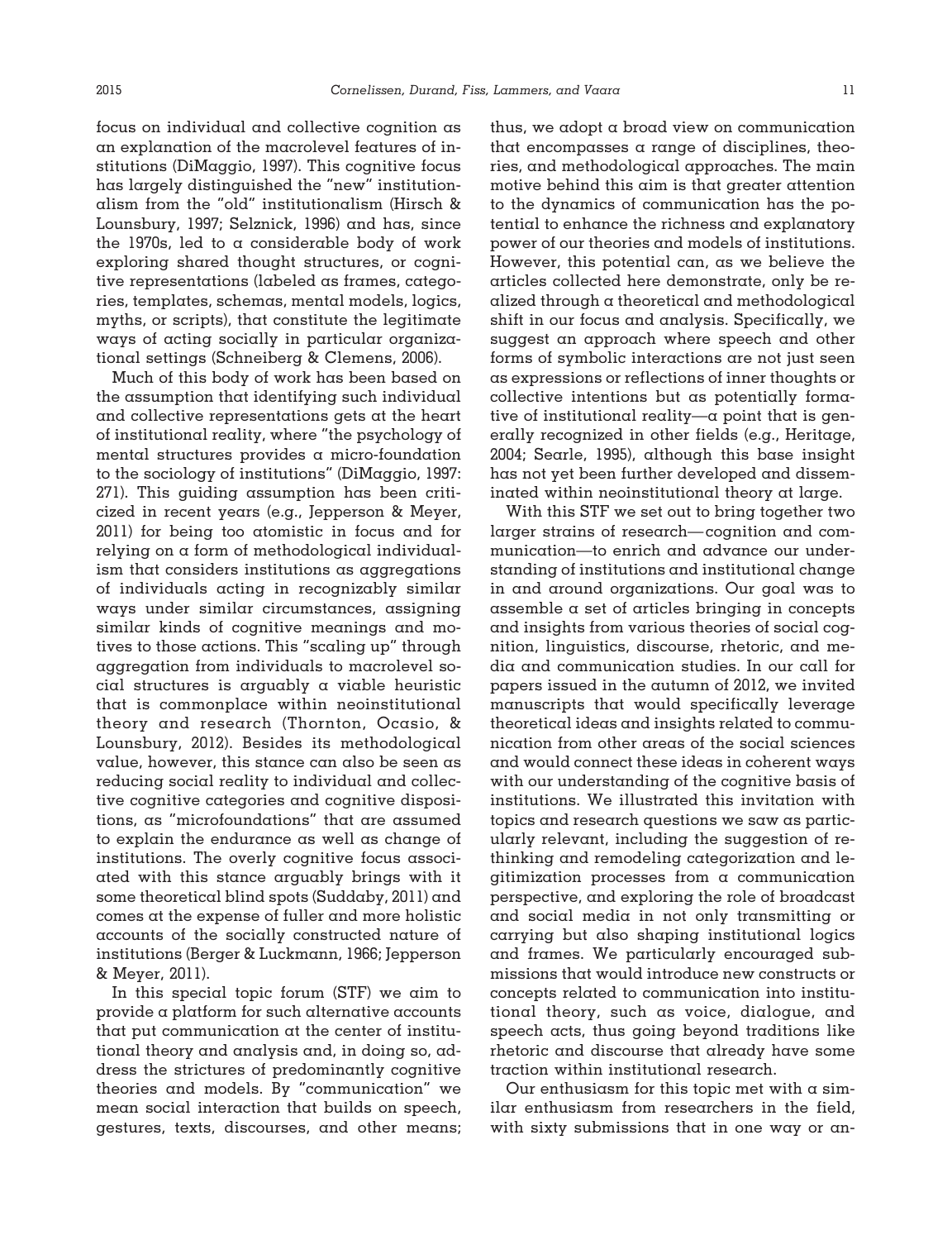focus on individual and collective cognition as an explanation of the macrolevel features of institutions (DiMaggio, 1997). This cognitive focus has largely distinguished the "new" institutionalism from the "old" institutionalism (Hirsch & Lounsbury, 1997; Selznick, 1996) and has, since the 1970s, led to a considerable body of work exploring shared thought structures, or cognitive representations (labeled as frames, categories, templates, schemas, mental models, logics, myths, or scripts), that constitute the legitimate ways of acting socially in particular organizational settings (Schneiberg & Clemens, 2006).

Much of this body of work has been based on the assumption that identifying such individual and collective representations gets at the heart of institutional reality, where "the psychology of mental structures provides a micro-foundation to the sociology of institutions" (DiMaggio, 1997: 271). This guiding assumption has been criticized in recent years (e.g., Jepperson & Meyer, 2011) for being too atomistic in focus and for relying on a form of methodological individualism that considers institutions as aggregations of individuals acting in recognizably similar ways under similar circumstances, assigning similar kinds of cognitive meanings and motives to those actions. This "scaling up" through aggregation from individuals to macrolevel social structures is arguably a viable heuristic that is commonplace within neoinstitutional theory and research (Thornton, Ocasio, & Lounsbury, 2012). Besides its methodological value, however, this stance can also be seen as reducing social reality to individual and collective cognitive categories and cognitive dispositions, as "microfoundations" that are assumed to explain the endurance as well as change of institutions. The overly cognitive focus associated with this stance arguably brings with it some theoretical blind spots (Suddaby, 2011) and comes at the expense of fuller and more holistic accounts of the socially constructed nature of institutions (Berger & Luckmann, 1966; Jepperson & Meyer, 2011).

In this special topic forum (STF) we aim to provide a platform for such alternative accounts that put communication at the center of institutional theory and analysis and, in doing so, address the strictures of predominantly cognitive theories and models. By "communication" we mean social interaction that builds on speech, gestures, texts, discourses, and other means; thus, we adopt a broad view on communication that encompasses a range of disciplines, theories, and methodological approaches. The main motive behind this aim is that greater attention to the dynamics of communication has the potential to enhance the richness and explanatory power of our theories and models of institutions. However, this potential can, as we believe the articles collected here demonstrate, only be realized through a theoretical and methodological shift in our focus and analysis. Specifically, we suggest an approach where speech and other forms of symbolic interactions are not just seen as expressions or reflections of inner thoughts or collective intentions but as potentially formative of institutional reality—a point that is generally recognized in other fields (e.g., Heritage, 2004; Searle, 1995), although this base insight has not yet been further developed and disseminated within neoinstitutional theory at large.

With this STF we set out to bring together two larger strains of research—cognition and communication—to enrich and advance our understanding of institutions and institutional change in and around organizations. Our goal was to assemble a set of articles bringing in concepts and insights from various theories of social cognition, linguistics, discourse, rhetoric, and media and communication studies. In our call for papers issued in the autumn of 2012, we invited manuscripts that would specifically leverage theoretical ideas and insights related to communication from other areas of the social sciences and would connect these ideas in coherent ways with our understanding of the cognitive basis of institutions. We illustrated this invitation with topics and research questions we saw as particularly relevant, including the suggestion of rethinking and remodeling categorization and legitimization processes from a communication perspective, and exploring the role of broadcast and social media in not only transmitting or carrying but also shaping institutional logics and frames. We particularly encouraged submissions that would introduce new constructs or concepts related to communication into institutional theory, such as voice, dialogue, and speech acts, thus going beyond traditions like rhetoric and discourse that already have some traction within institutional research.

Our enthusiasm for this topic met with a similar enthusiasm from researchers in the field, with sixty submissions that in one way or an-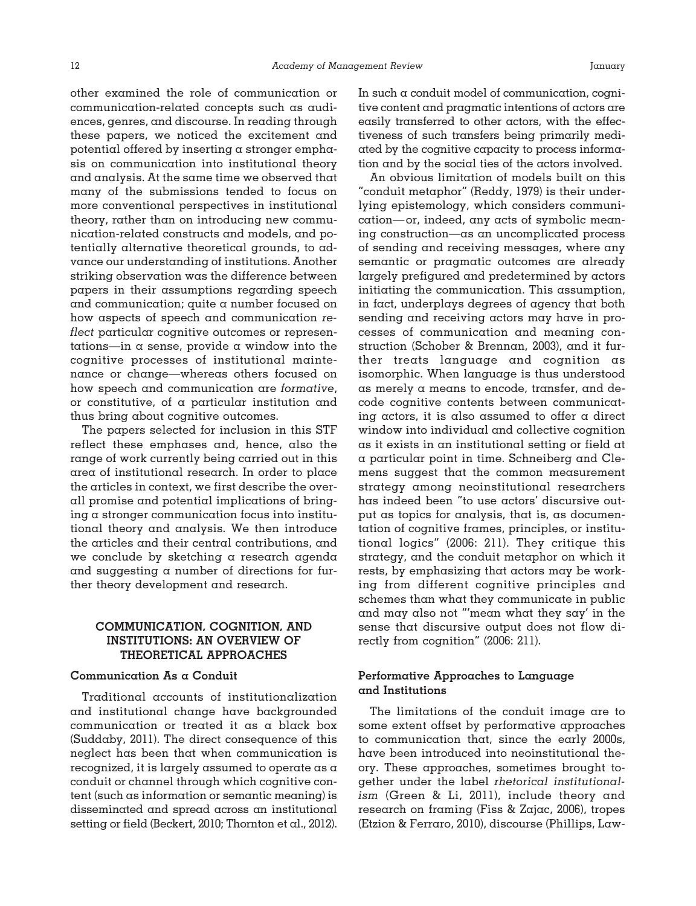other examined the role of communication or communication-related concepts such as audiences, genres, and discourse. In reading through these papers, we noticed the excitement and potential offered by inserting a stronger emphasis on communication into institutional theory and analysis. At the same time we observed that many of the submissions tended to focus on more conventional perspectives in institutional theory, rather than on introducing new communication-related constructs and models, and potentially alternative theoretical grounds, to advance our understanding of institutions. Another striking observation was the difference between papers in their assumptions regarding speech and communication; quite a number focused on how aspects of speech and communication *reflect* particular cognitive outcomes or representations—in a sense, provide a window into the cognitive processes of institutional maintenance or change—whereas others focused on how speech and communication are *formative*, or constitutive, of a particular institution and thus bring about cognitive outcomes.

The papers selected for inclusion in this STF reflect these emphases and, hence, also the range of work currently being carried out in this area of institutional research. In order to place the articles in context, we first describe the overall promise and potential implications of bringing a stronger communication focus into institutional theory and analysis. We then introduce the articles and their central contributions, and we conclude by sketching a research agenda and suggesting a number of directions for further theory development and research.

## COMMUNICATION, COGNITION, AND INSTITUTIONS: AN OVERVIEW OF THEORETICAL APPROACHES

### Communication As a Conduit

Traditional accounts of institutionalization and institutional change have backgrounded communication or treated it as a black box (Suddaby, 2011). The direct consequence of this neglect has been that when communication is recognized, it is largely assumed to operate as a conduit or channel through which cognitive content (such as information or semantic meaning) is disseminated and spread across an institutional setting or field (Beckert, 2010; Thornton et al., 2012). In such a conduit model of communication, cognitive content and pragmatic intentions of actors are easily transferred to other actors, with the effectiveness of such transfers being primarily mediated by the cognitive capacity to process information and by the social ties of the actors involved.

An obvious limitation of models built on this "conduit metaphor" (Reddy, 1979) is their underlying epistemology, which considers communication—or, indeed, any acts of symbolic meaning construction—as an uncomplicated process of sending and receiving messages, where any semantic or pragmatic outcomes are already largely prefigured and predetermined by actors initiating the communication. This assumption, in fact, underplays degrees of agency that both sending and receiving actors may have in processes of communication and meaning construction (Schober & Brennan, 2003), and it further treats language and cognition as isomorphic. When language is thus understood as merely a means to encode, transfer, and decode cognitive contents between communicating actors, it is also assumed to offer a direct window into individual and collective cognition as it exists in an institutional setting or field at a particular point in time. Schneiberg and Clemens suggest that the common measurement strategy among neoinstitutional researchers has indeed been "to use actors' discursive output as topics for analysis, that is, as documentation of cognitive frames, principles, or institutional logics" (2006: 211). They critique this strategy, and the conduit metaphor on which it rests, by emphasizing that actors may be working from different cognitive principles and schemes than what they communicate in public and may also not "'mean what they say' in the sense that discursive output does not flow directly from cognition" (2006: 211).

### Performative Approaches to Language and Institutions

The limitations of the conduit image are to some extent offset by performative approaches to communication that, since the early 2000s, have been introduced into neoinstitutional theory. These approaches, sometimes brought together under the label *rhetorical institutionalism* (Green & Li, 2011), include theory and research on framing (Fiss & Zajac, 2006), tropes (Etzion & Ferraro, 2010), discourse (Phillips, Law-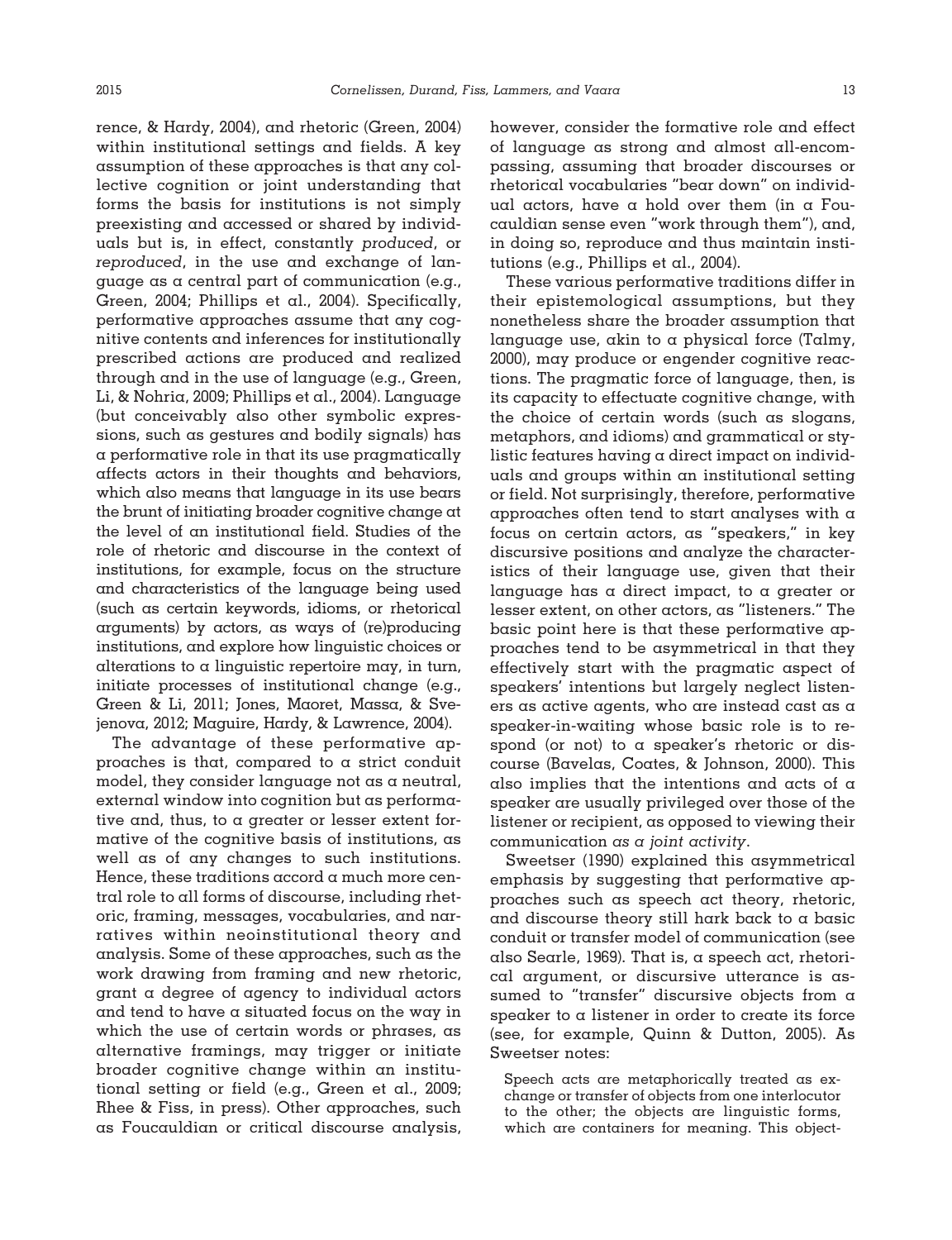rence, & Hardy, 2004), and rhetoric (Green, 2004) within institutional settings and fields. A key assumption of these approaches is that any collective cognition or joint understanding that forms the basis for institutions is not simply preexisting and accessed or shared by individuals but is, in effect, constantly *produced*, or *reproduced*, in the use and exchange of language as a central part of communication (e.g., Green, 2004; Phillips et al., 2004). Specifically, performative approaches assume that any cognitive contents and inferences for institutionally prescribed actions are produced and realized through and in the use of language (e.g., Green, Li, & Nohria, 2009; Phillips et al., 2004). Language (but conceivably also other symbolic expressions, such as gestures and bodily signals) has a performative role in that its use pragmatically affects actors in their thoughts and behaviors, which also means that language in its use bears the brunt of initiating broader cognitive change at the level of an institutional field. Studies of the role of rhetoric and discourse in the context of institutions, for example, focus on the structure and characteristics of the language being used (such as certain keywords, idioms, or rhetorical arguments) by actors, as ways of (re)producing institutions, and explore how linguistic choices or alterations to a linguistic repertoire may, in turn, initiate processes of institutional change (e.g., Green & Li, 2011; Jones, Maoret, Massa, & Svejenova, 2012; Maguire, Hardy, & Lawrence, 2004).

The advantage of these performative approaches is that, compared to a strict conduit model, they consider language not as a neutral, external window into cognition but as performative and, thus, to a greater or lesser extent formative of the cognitive basis of institutions, as well as of any changes to such institutions. Hence, these traditions accord a much more central role to all forms of discourse, including rhetoric, framing, messages, vocabularies, and narratives within neoinstitutional theory and analysis. Some of these approaches, such as the work drawing from framing and new rhetoric, grant a degree of agency to individual actors and tend to have a situated focus on the way in which the use of certain words or phrases, as alternative framings, may trigger or initiate broader cognitive change within an institutional setting or field (e.g., Green et al., 2009; Rhee & Fiss, in press). Other approaches, such as Foucauldian or critical discourse analysis, however, consider the formative role and effect of language as strong and almost all-encompassing, assuming that broader discourses or rhetorical vocabularies "bear down" on individual actors, have a hold over them (in a Foucauldian sense even "work through them"), and, in doing so, reproduce and thus maintain institutions (e.g., Phillips et al., 2004).

These various performative traditions differ in their epistemological assumptions, but they nonetheless share the broader assumption that language use, akin to a physical force (Talmy, 2000), may produce or engender cognitive reactions. The pragmatic force of language, then, is its capacity to effectuate cognitive change, with the choice of certain words (such as slogans, metaphors, and idioms) and grammatical or stylistic features having a direct impact on individuals and groups within an institutional setting or field. Not surprisingly, therefore, performative approaches often tend to start analyses with a focus on certain actors, as "speakers," in key discursive positions and analyze the characteristics of their language use, given that their language has a direct impact, to a greater or lesser extent, on other actors, as "listeners." The basic point here is that these performative approaches tend to be asymmetrical in that they effectively start with the pragmatic aspect of speakers' intentions but largely neglect listeners as active agents, who are instead cast as a speaker-in-waiting whose basic role is to respond (or not) to a speaker's rhetoric or discourse (Bavelas, Coates, & Johnson, 2000). This also implies that the intentions and acts of a speaker are usually privileged over those of the listener or recipient, as opposed to viewing their communication *as a joint activity*.

Sweetser (1990) explained this asymmetrical emphasis by suggesting that performative approaches such as speech act theory, rhetoric, and discourse theory still hark back to a basic conduit or transfer model of communication (see also Searle, 1969). That is, a speech act, rhetorical argument, or discursive utterance is assumed to "transfer" discursive objects from a speaker to a listener in order to create its force (see, for example, Quinn & Dutton, 2005). As Sweetser notes:

> Speech acts are metaphorically treated as exchange or transfer of objects from one interlocutor to the other; the objects are linguistic forms, which are containers for meaning. This object-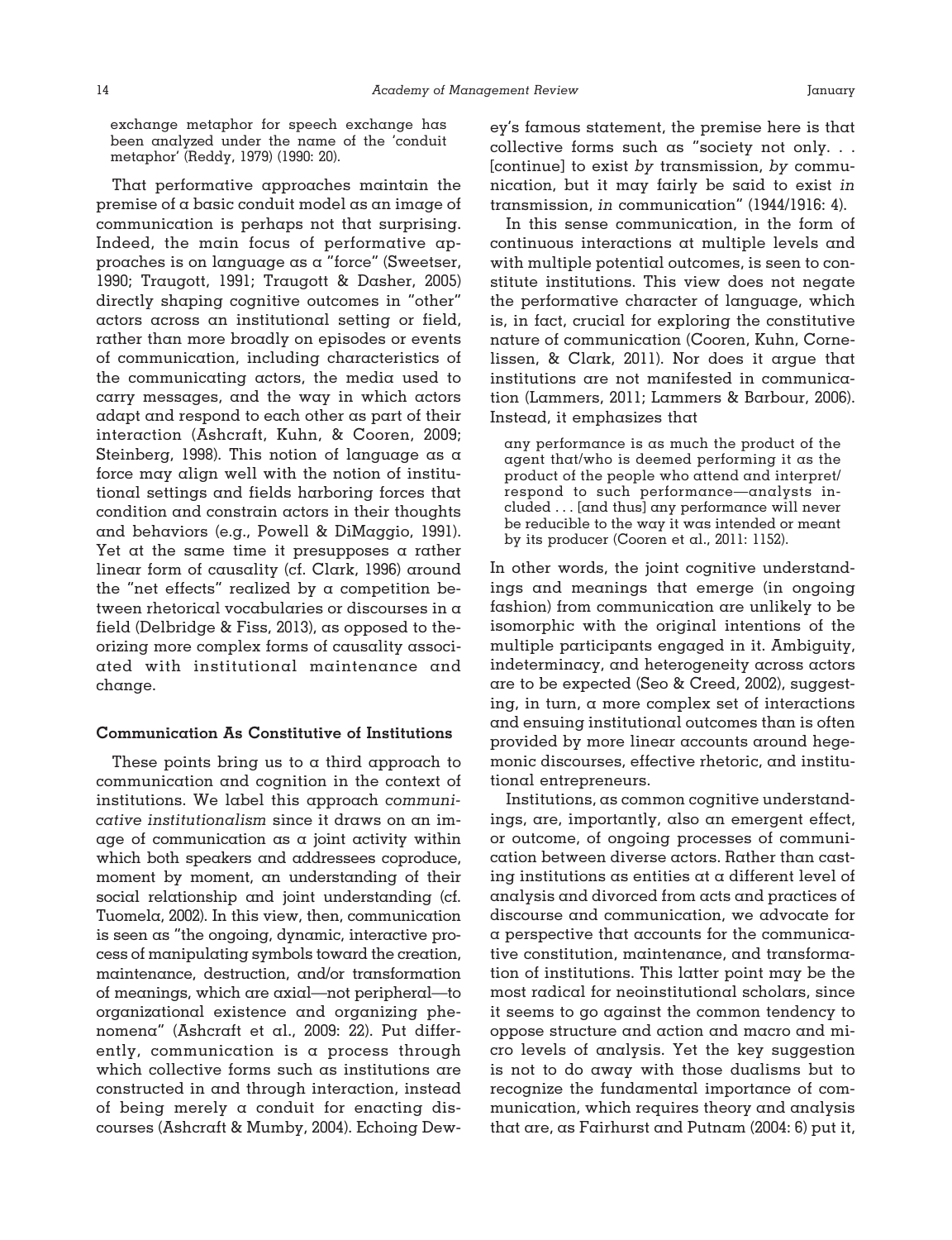> exchange metaphor for speech exchange has been analyzed under the name of the 'conduit metaphor' (Reddy, 1979) (1990: 20).

That performative approaches maintain the premise of a basic conduit model as an image of communication is perhaps not that surprising. Indeed, the main focus of performative approaches is on language as a "force" (Sweetser, 1990; Traugott, 1991; Traugott & Dasher, 2005) directly shaping cognitive outcomes in "other" actors across an institutional setting or field, rather than more broadly on episodes or events of communication, including characteristics of the communicating actors, the media used to carry messages, and the way in which actors adapt and respond to each other as part of their interaction (Ashcraft, Kuhn, & Cooren, 2009; Steinberg, 1998). This notion of language as a force may align well with the notion of institutional settings and fields harboring forces that condition and constrain actors in their thoughts and behaviors (e.g., Powell & DiMaggio, 1991). Yet at the same time it presupposes a rather linear form of causality (cf. Clark, 1996) around the "net effects" realized by a competition between rhetorical vocabularies or discourses in a field (Delbridge & Fiss, 2013), as opposed to theorizing more complex forms of causality associated with institutional maintenance and change.

### Communication As Constitutive of Institutions

These points bring us to a third approach to communication and cognition in the context of institutions. We label this approach *communicative institutionalism* since it draws on an image of communication as a joint activity within which both speakers and addressees coproduce, moment by moment, an understanding of their social relationship and joint understanding (cf. Tuomela, 2002). In this view, then, communication is seen as "the ongoing, dynamic, interactive process of manipulating symbols toward the creation, maintenance, destruction, and/or transformation of meanings, which are axial—not peripheral—to organizational existence and organizing phenomena" (Ashcraft et al., 2009: 22). Put differently, communication is a process through which collective forms such as institutions are constructed in and through interaction, instead of being merely a conduit for enacting discourses (Ashcraft & Mumby, 2004). Echoing Dewey's famous statement, the premise here is that collective forms such as "society not only. . . [continue] to exist *by* transmission, *by* communication, but it may fairly be said to exist *in* transmission, *in* communication" (1944/1916: 4).

In this sense communication, in the form of continuous interactions at multiple levels and with multiple potential outcomes, is seen to constitute institutions. This view does not negate the performative character of language, which is, in fact, crucial for exploring the constitutive nature of communication (Cooren, Kuhn, Cornelissen, & Clark, 2011). Nor does it argue that institutions are not manifested in communication (Lammers, 2011; Lammers & Barbour, 2006). Instead, it emphasizes that

> any performance is as much the product of the agent that/who is deemed performing it as the product of the people who attend and interpret/respond to such performance—analysts included . . . [and thus] any performance will never be reducible to the way it was intended or meant by its producer (Cooren et al., 2011: 1152).

In other words, the joint cognitive understandings and meanings that emerge (in ongoing fashion) from communication are unlikely to be isomorphic with the original intentions of the multiple participants engaged in it. Ambiguity, indeterminacy, and heterogeneity across actors are to be expected (Seo & Creed, 2002), suggesting, in turn, a more complex set of interactions and ensuing institutional outcomes than is often provided by more linear accounts around hegemonic discourses, effective rhetoric, and institutional entrepreneurs.

Institutions, as common cognitive understandings, are, importantly, also an emergent effect, or outcome, of ongoing processes of communication between diverse actors. Rather than casting institutions as entities at a different level of analysis and divorced from acts and practices of discourse and communication, we advocate for a perspective that accounts for the communicative constitution, maintenance, and transformation of institutions. This latter point may be the most radical for neoinstitutional scholars, since it seems to go against the common tendency to oppose structure and action and macro and micro levels of analysis. Yet the key suggestion is not to do away with those dualisms but to recognize the fundamental importance of communication, which requires theory and analysis that are, as Fairhurst and Putnam (2004: 6) put it,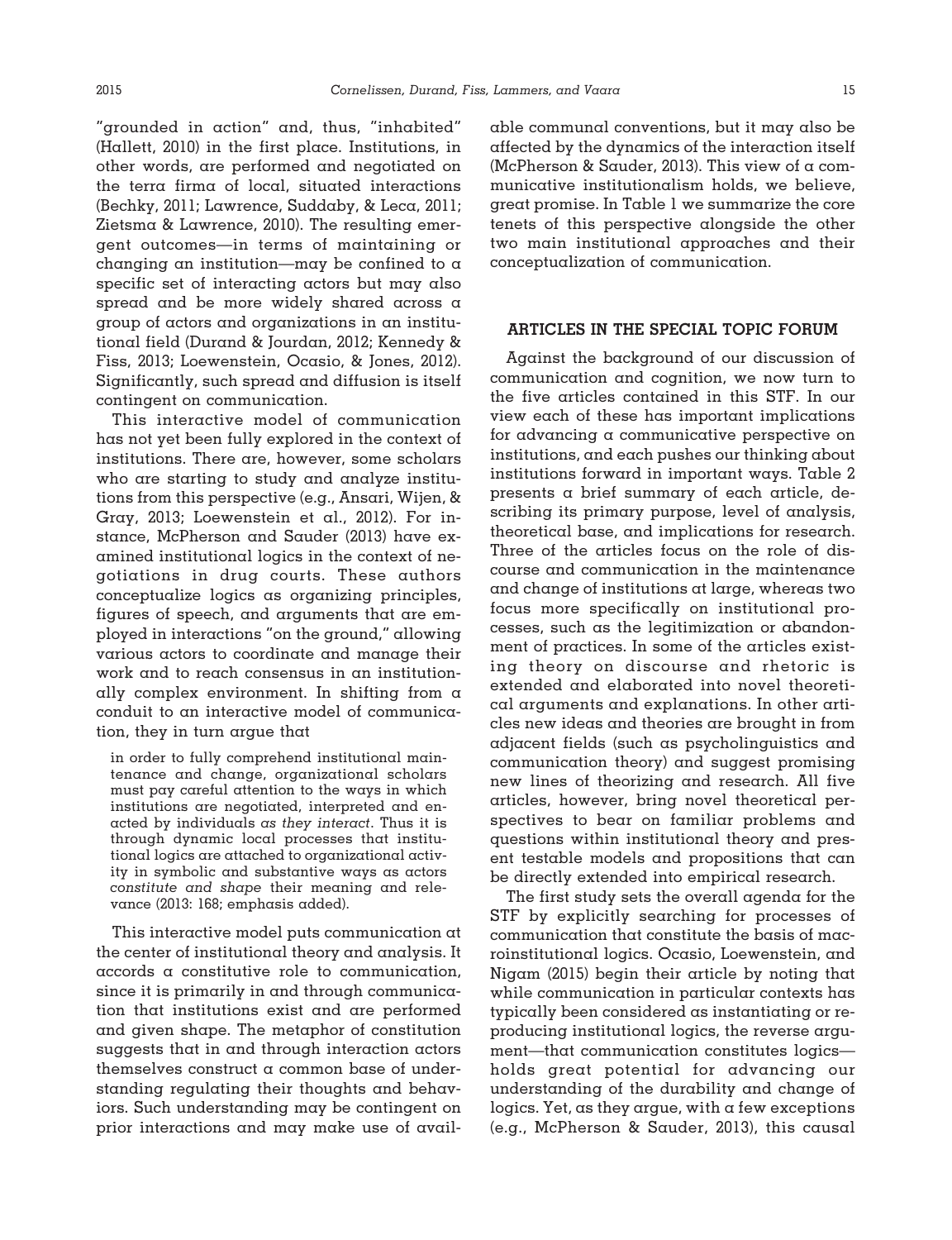"grounded in action" and, thus, "inhabited" (Hallett, 2010) in the first place. Institutions, in other words, are performed and negotiated on the terra firma of local, situated interactions (Bechky, 2011; Lawrence, Suddaby, & Leca, 2011; Zietsma & Lawrence, 2010). The resulting emergent outcomes—in terms of maintaining or changing an institution—may be confined to a specific set of interacting actors but may also spread and be more widely shared across a group of actors and organizations in an institutional field (Durand & Jourdan, 2012; Kennedy & Fiss, 2013; Loewenstein, Ocasio, & Jones, 2012). Significantly, such spread and diffusion is itself contingent on communication.

This interactive model of communication has not yet been fully explored in the context of institutions. There are, however, some scholars who are starting to study and analyze institutions from this perspective (e.g., Ansari, Wijen, & Gray, 2013; Loewenstein et al., 2012). For instance, McPherson and Sauder (2013) have examined institutional logics in the context of negotiations in drug courts. These authors conceptualize logics as organizing principles, figures of speech, and arguments that are employed in interactions "on the ground," allowing various actors to coordinate and manage their work and to reach consensus in an institutionally complex environment. In shifting from a conduit to an interactive model of communication, they in turn argue that

> in order to fully comprehend institutional maintenance and change, organizational scholars must pay careful attention to the ways in which institutions are negotiated, interpreted and enacted by individuals *as they interact*. Thus it is through dynamic local processes that institutional logics are attached to organizational activity in symbolic and substantive ways as actors *constitute and shape* their meaning and relevance (2013: 168; emphasis added).

This interactive model puts communication at the center of institutional theory and analysis. It accords a constitutive role to communication, since it is primarily in and through communication that institutions exist and are performed and given shape. The metaphor of constitution suggests that in and through interaction actors themselves construct a common base of understanding regulating their thoughts and behaviors. Such understanding may be contingent on prior interactions and may make use of available communal conventions, but it may also be affected by the dynamics of the interaction itself (McPherson & Sauder, 2013). This view of a communicative institutionalism holds, we believe, great promise. In Table 1 we summarize the core tenets of this perspective alongside the other two main institutional approaches and their conceptualization of communication.

## ARTICLES IN THE SPECIAL TOPIC FORUM

Against the background of our discussion of communication and cognition, we now turn to the five articles contained in this STF. In our view each of these has important implications for advancing a communicative perspective on institutions, and each pushes our thinking about institutions forward in important ways. Table 2 presents a brief summary of each article, describing its primary purpose, level of analysis, theoretical base, and implications for research. Three of the articles focus on the role of discourse and communication in the maintenance and change of institutions at large, whereas two focus more specifically on institutional processes, such as the legitimization or abandonment of practices. In some of the articles existing theory on discourse and rhetoric is extended and elaborated into novel theoretical arguments and explanations. In other articles new ideas and theories are brought in from adjacent fields (such as psycholinguistics and communication theory) and suggest promising new lines of theorizing and research. All five articles, however, bring novel theoretical perspectives to bear on familiar problems and questions within institutional theory and present testable models and propositions that can be directly extended into empirical research.

The first study sets the overall agenda for the STF by explicitly searching for processes of communication that constitute the basis of macroinstitutional logics. Ocasio, Loewenstein, and Nigam (2015) begin their article by noting that while communication in particular contexts has typically been considered as instantiating or reproducing institutional logics, the reverse argument—that communication constitutes logics—holds great potential for advancing our understanding of the durability and change of logics. Yet, as they argue, with a few exceptions (e.g., McPherson & Sauder, 2013), this causal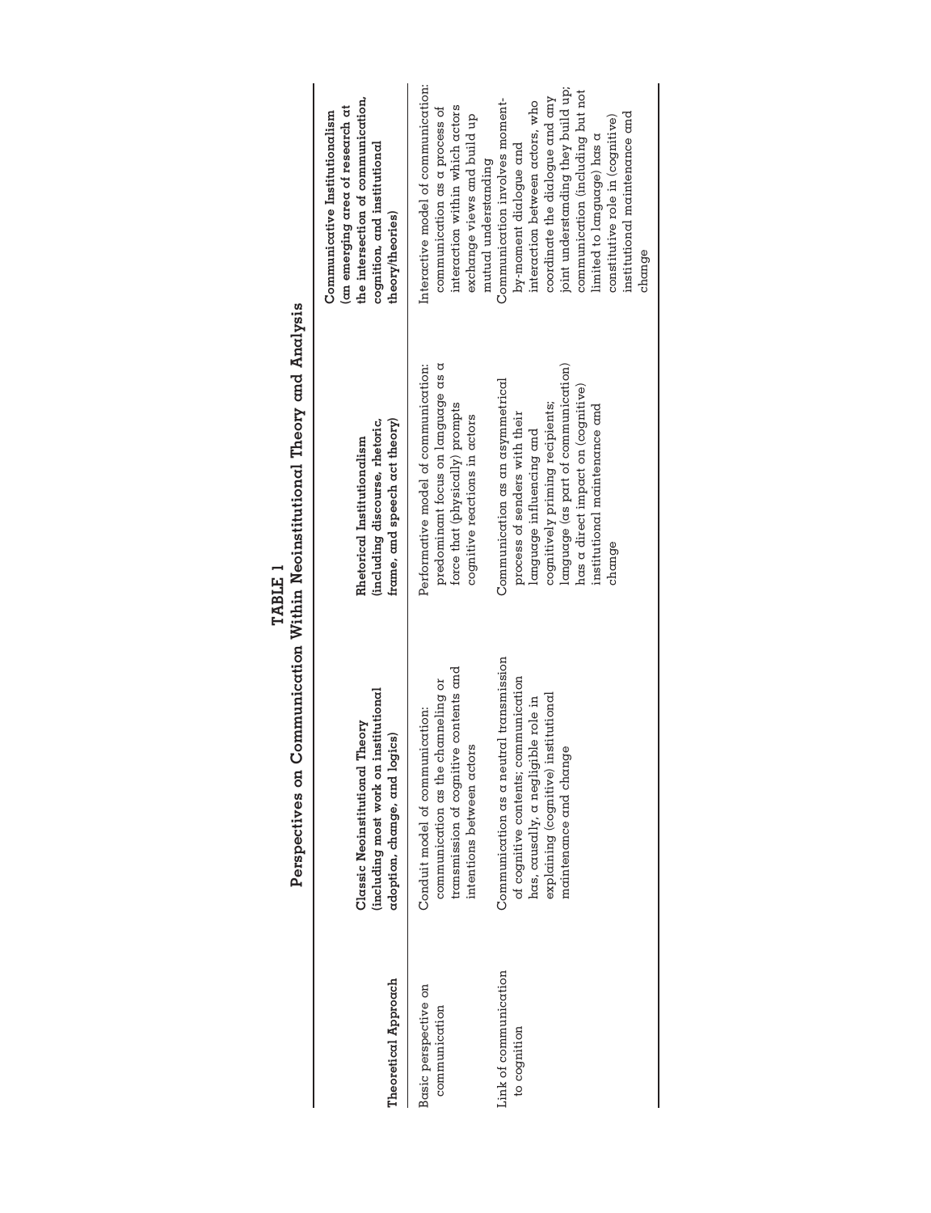**TABLE 1**
**Perspectives on Communication Within Neoinstitutional Theory and Analysis**

| Theoretical Approach | Classic Neoinstitutional Theory (including most work on institutional adoption, change, and logics) | Rhetorical Institutionalism (including discourse, rhetoric, frame, and speech act theory) | Communicative Institutionalism (an emerging area of research at the intersection of communication, cognition, and institutional theory/theories) |
| --- | --- | --- | --- |
| Basic perspective on communication | Conduit model of communication: communication as the channeling or transmission of cognitive contents and intentions between actors | Performative model of communication: predominant focus on language as a force that (physically) prompts cognitive reactions in actors | Interactive model of communication: communication as a process of interaction within which actors exchange views and build up mutual understanding |
| Link of communication to cognition | Communication as a neutral transmission of cognitive contents; communication has, causally, a negligible role in explaining (cognitive) institutional maintenance and change | Communication as an asymmetrical process of senders with their language influencing and cognitively priming recipients; language (as part of communication) has a direct impact on (cognitive) institutional maintenance and change | Communication involves moment-by-moment dialogue and interaction between actors, who coordinate the dialogue and any joint understanding they build up; communication (including but not limited to language) has a constitutive role in (cognitive) institutional maintenance and change |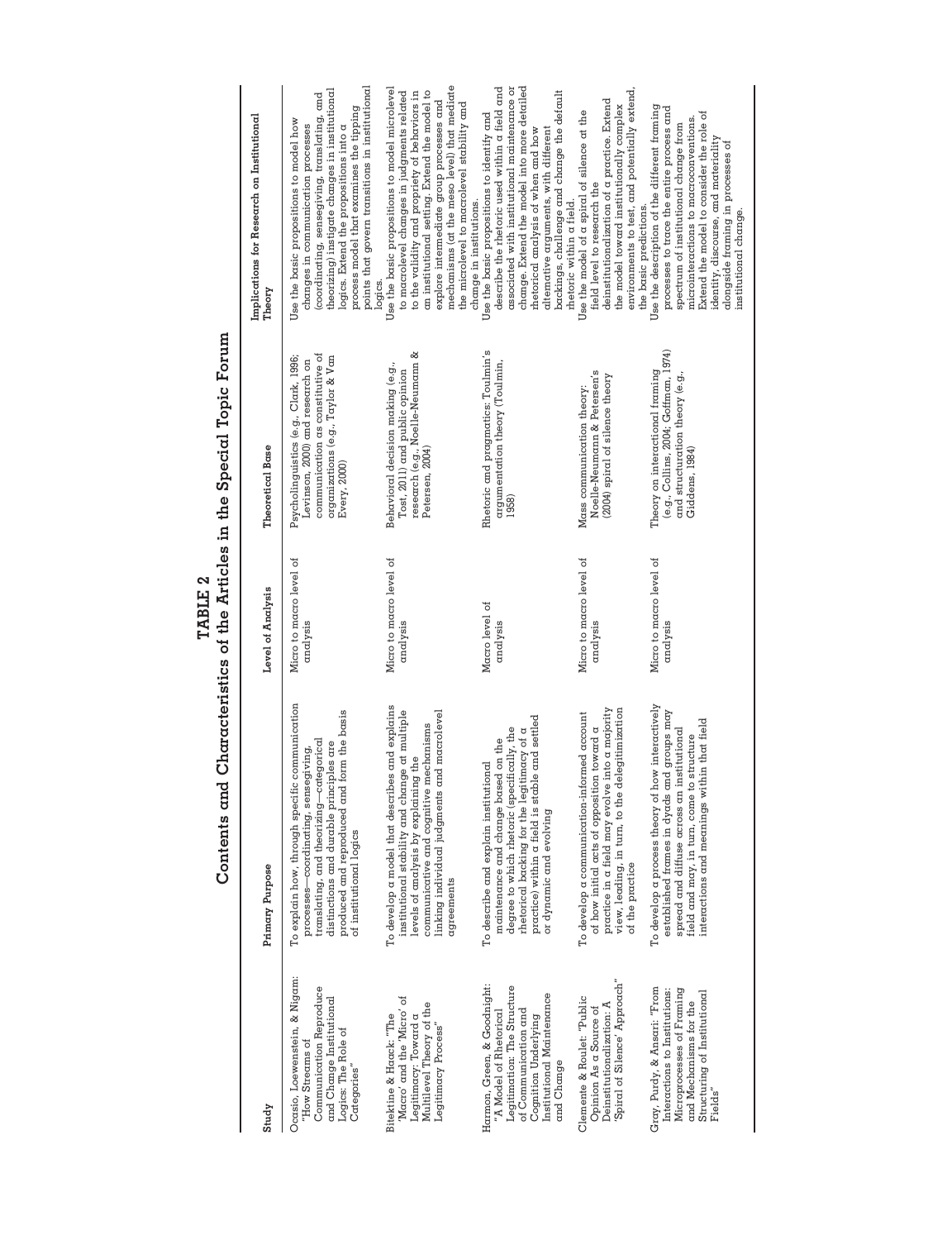## TABLE 2

## Contents and Characteristics of the Articles in the Special Topic Forum

| Study | Primary Purpose | Level of Analysis | Theoretical Base | Implications for Research on Institutional Theory |
|---|---|---|---|---|
| Ocasio, Loewenstein, & Nigam: "How Streams of Communication Reproduce and Change Institutional Logics: The Role of Categories" | To explain how, through specific communication processes—coordinating, sensegiving, translating, and theorizing—categorical distinctions and durable principles are produced and reproduced and form the basis of institutional logics | Micro to macro level of analysis | Psycholinguistics (e.g., Clark, 1996; Levinson, 2000) and research on communication as constitutive of organizations (e.g., Taylor & Van Every, 2000) | Use the basic propositions to model how changes in communication processes (coordinating, sensegiving, translating, and theorizing) instigate changes in institutional logics. Extend the propositions into a process model that examines the tipping points that govern transitions in institutional logics. |
| Bitektine & Haack: "The 'Macro' and the 'Micro' of Legitimacy: Toward a Multilevel Theory of the Legitimacy Process" | To develop a model that describes and explains institutional stability and change at multiple levels of analysis by explaining the communicative and cognitive mechanisms linking individual judgments and macrolevel agreements | Micro to macro level of analysis | Behavioral decision making (e.g., Tost, 2011) and public opinion research (e.g., Noelle-Neumann & Petersen, 2004) | Use the basic propositions to model microlevel to macrolevel changes in judgments related to the validity and propriety of behaviors in an institutional setting. Extend the model to explore intermediate group processes and mechanisms (at the meso level) that mediate the microlevel to macrolevel stability and change in institutions. |
| Harmon, Green, & Goodnight: "A Model of Rhetorical Legitimation: The Structure of Communication and Cognition Underlying Institutional Maintenance and Change | To describe and explain institutional maintenance and change based on the degree to which rhetoric (specifically, the rhetorical backing for the legitimacy of a practice) within a field is stable and settled or dynamic and evolving | Macro level of analysis | Rhetoric and pragmatics: Toulmin's argumentation theory (Toulmin, 1958) | Use the basic propositions to identify and describe the rhetoric used within a field and associated with institutional maintenance or change. Extend the model into more detailed rhetorical analysis of when and how alternative arguments, with different backings, challenge and change the default rhetoric within a field. |
| Clemente & Roulet: "Public Opinion As a Source of Deinstitutionalization: A 'Spiral of Silence' Approach" | To develop a communication-informed account of how initial acts of opposition toward a practice in a field may evolve into a majority view, leading, in turn, to the delegitimization of the practice | Micro to macro level of analysis | Mass communication theory: Noelle-Neumann & Petersen's (2004) spiral of silence theory | Use the model of a spiral of silence at the field level to research the deinstitutionalization of a practice. Extend the model toward institutionally complex environments to test, and potentially extend, the basic predictions. |
| Gray, Purdy, & Ansari: "From Interactions to Institutions: Microprocesses of Framing and Mechanisms for the Structuring of Institutional Fields" | To develop a process theory of how interactively established frames in dyads and groups may spread and diffuse across an institutional field and may, in turn, come to structure interactions and meanings within that field | Micro to macro level of analysis | Theory on interactional framing (e.g., Collins, 2004; Goffman, 1974) and structuration theory (e.g., Giddens, 1984) | Use the description of the different framing processes to trace the entire process and spectrum of institutional change from microinteractions to macroconventions. Extend the model to consider the role of identity, discourse, and materiality alongside framing in processes of institutional change. |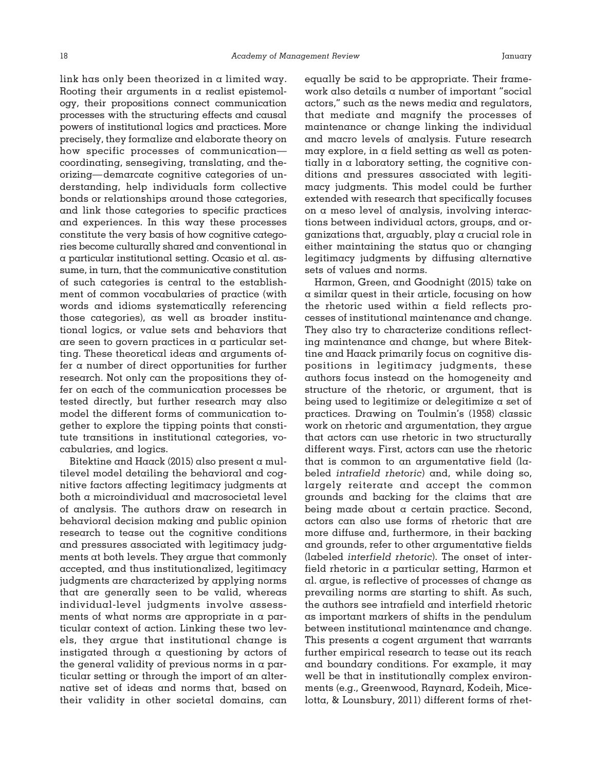link has only been theorized in a limited way. Rooting their arguments in a realist epistemology, their propositions connect communication processes with the structuring effects and causal powers of institutional logics and practices. More precisely, they formalize and elaborate theory on how specific processes of communication—coordinating, sensegiving, translating, and theorizing—demarcate cognitive categories of understanding, help individuals form collective bonds or relationships around those categories, and link those categories to specific practices and experiences. In this way these processes constitute the very basis of how cognitive categories become culturally shared and conventional in a particular institutional setting. Ocasio et al. assume, in turn, that the communicative constitution of such categories is central to the establishment of common vocabularies of practice (with words and idioms systematically referencing those categories), as well as broader institutional logics, or value sets and behaviors that are seen to govern practices in a particular setting. These theoretical ideas and arguments offer a number of direct opportunities for further research. Not only can the propositions they offer on each of the communication processes be tested directly, but further research may also model the different forms of communication together to explore the tipping points that constitute transitions in institutional categories, vocabularies, and logics.

Bitektine and Haack (2015) also present a multilevel model detailing the behavioral and cognitive factors affecting legitimacy judgments at both a microindividual and macrosocietal level of analysis. The authors draw on research in behavioral decision making and public opinion research to tease out the cognitive conditions and pressures associated with legitimacy judgments at both levels. They argue that commonly accepted, and thus institutionalized, legitimacy judgments are characterized by applying norms that are generally seen to be valid, whereas individual-level judgments involve assessments of what norms are appropriate in a particular context of action. Linking these two levels, they argue that institutional change is instigated through a questioning by actors of the general validity of previous norms in a particular setting or through the import of an alternative set of ideas and norms that, based on their validity in other societal domains, can equally be said to be appropriate. Their framework also details a number of important "social actors," such as the news media and regulators, that mediate and magnify the processes of maintenance or change linking the individual and macro levels of analysis. Future research may explore, in a field setting as well as potentially in a laboratory setting, the cognitive conditions and pressures associated with legitimacy judgments. This model could be further extended with research that specifically focuses on a meso level of analysis, involving interactions between individual actors, groups, and organizations that, arguably, play a crucial role in either maintaining the status quo or changing legitimacy judgments by diffusing alternative sets of values and norms.

Harmon, Green, and Goodnight (2015) take on a similar quest in their article, focusing on how the rhetoric used within a field reflects processes of institutional maintenance and change. They also try to characterize conditions reflecting maintenance and change, but where Bitektine and Haack primarily focus on cognitive dispositions in legitimacy judgments, these authors focus instead on the homogeneity and structure of the rhetoric, or argument, that is being used to legitimize or delegitimize a set of practices. Drawing on Toulmin's (1958) classic work on rhetoric and argumentation, they argue that actors can use rhetoric in two structurally different ways. First, actors can use the rhetoric that is common to an argumentative field (labeled *intrafield rhetoric*) and, while doing so, largely reiterate and accept the common grounds and backing for the claims that are being made about a certain practice. Second, actors can also use forms of rhetoric that are more diffuse and, furthermore, in their backing and grounds, refer to other argumentative fields (labeled *interfield rhetoric*). The onset of interfield rhetoric in a particular setting, Harmon et al. argue, is reflective of processes of change as prevailing norms are starting to shift. As such, the authors see intrafield and interfield rhetoric as important markers of shifts in the pendulum between institutional maintenance and change. This presents a cogent argument that warrants further empirical research to tease out its reach and boundary conditions. For example, it may well be that in institutionally complex environments (e.g., Greenwood, Raynard, Kodeih, Micelotta, & Lounsbury, 2011) different forms of rhet-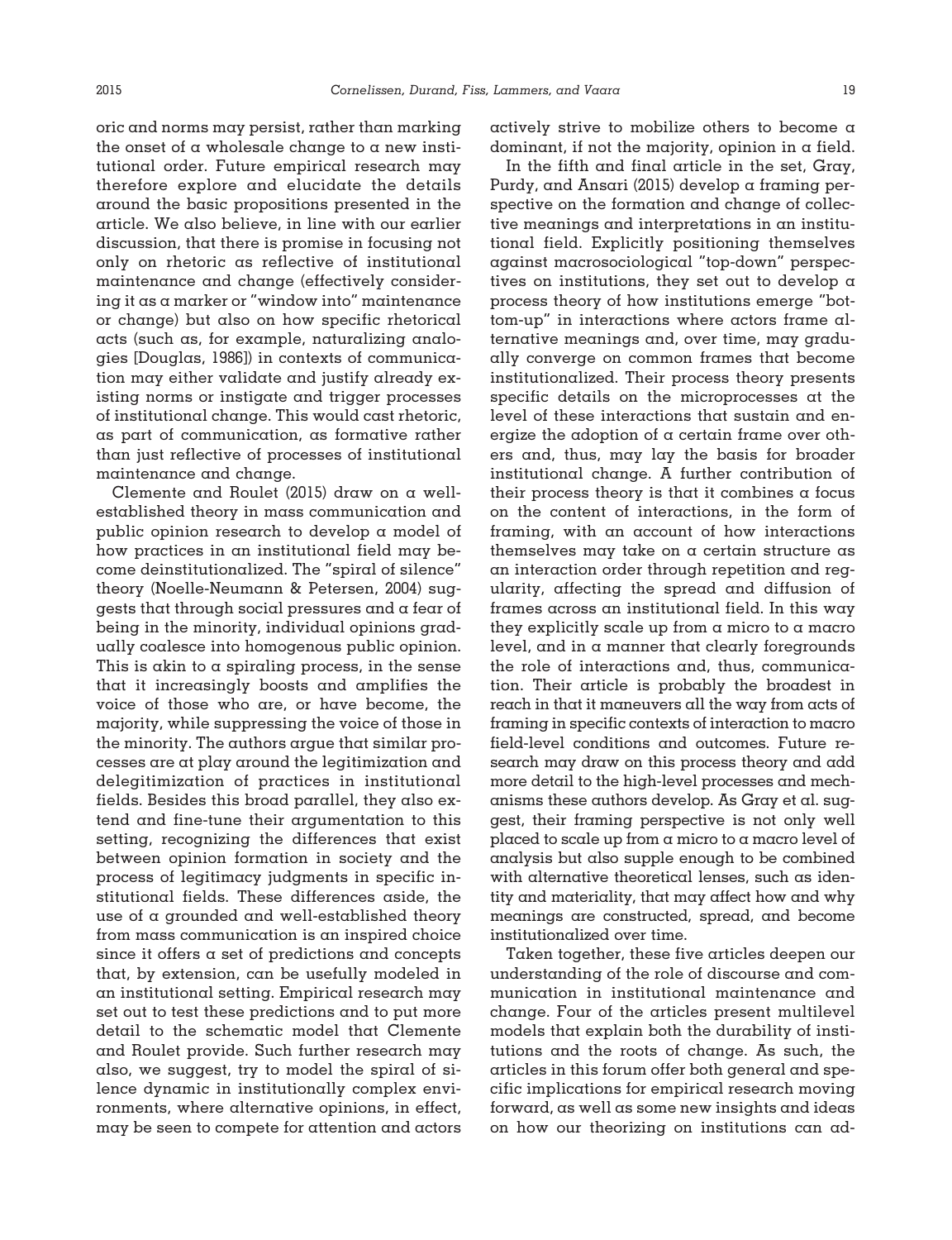oric and norms may persist, rather than marking the onset of a wholesale change to a new institutional order. Future empirical research may therefore explore and elucidate the details around the basic propositions presented in the article. We also believe, in line with our earlier discussion, that there is promise in focusing not only on rhetoric as reflective of institutional maintenance and change (effectively considering it as a marker or "window into" maintenance or change) but also on how specific rhetorical acts (such as, for example, naturalizing analogies [Douglas, 1986]) in contexts of communication may either validate and justify already existing norms or instigate and trigger processes of institutional change. This would cast rhetoric, as part of communication, as formative rather than just reflective of processes of institutional maintenance and change.

Clemente and Roulet (2015) draw on a well-established theory in mass communication and public opinion research to develop a model of how practices in an institutional field may become deinstitutionalized. The "spiral of silence" theory (Noelle-Neumann & Petersen, 2004) suggests that through social pressures and a fear of being in the minority, individual opinions gradually coalesce into homogenous public opinion. This is akin to a spiraling process, in the sense that it increasingly boosts and amplifies the voice of those who are, or have become, the majority, while suppressing the voice of those in the minority. The authors argue that similar processes are at play around the legitimization and delegitimization of practices in institutional fields. Besides this broad parallel, they also extend and fine-tune their argumentation to this setting, recognizing the differences that exist between opinion formation in society and the process of legitimacy judgments in specific institutional fields. These differences aside, the use of a grounded and well-established theory from mass communication is an inspired choice since it offers a set of predictions and concepts that, by extension, can be usefully modeled in an institutional setting. Empirical research may set out to test these predictions and to put more detail to the schematic model that Clemente and Roulet provide. Such further research may also, we suggest, try to model the spiral of silence dynamic in institutionally complex environments, where alternative opinions, in effect, may be seen to compete for attention and actors actively strive to mobilize others to become a dominant, if not the majority, opinion in a field.

In the fifth and final article in the set, Gray, Purdy, and Ansari (2015) develop a framing perspective on the formation and change of collective meanings and interpretations in an institutional field. Explicitly positioning themselves against macrosociological "top-down" perspectives on institutions, they set out to develop a process theory of how institutions emerge "bottom-up" in interactions where actors frame alternative meanings and, over time, may gradually converge on common frames that become institutionalized. Their process theory presents specific details on the microprocesses at the level of these interactions that sustain and energize the adoption of a certain frame over others and, thus, may lay the basis for broader institutional change. A further contribution of their process theory is that it combines a focus on the content of interactions, in the form of framing, with an account of how interactions themselves may take on a certain structure as an interaction order through repetition and regularity, affecting the spread and diffusion of frames across an institutional field. In this way they explicitly scale up from a micro to a macro level, and in a manner that clearly foregrounds the role of interactions and, thus, communication. Their article is probably the broadest in reach in that it maneuvers all the way from acts of framing in specific contexts of interaction to macro field-level conditions and outcomes. Future research may draw on this process theory and add more detail to the high-level processes and mechanisms these authors develop. As Gray et al. suggest, their framing perspective is not only well placed to scale up from a micro to a macro level of analysis but also supple enough to be combined with alternative theoretical lenses, such as identity and materiality, that may affect how and why meanings are constructed, spread, and become institutionalized over time.

Taken together, these five articles deepen our understanding of the role of discourse and communication in institutional maintenance and change. Four of the articles present multilevel models that explain both the durability of institutions and the roots of change. As such, the articles in this forum offer both general and specific implications for empirical research moving forward, as well as some new insights and ideas on how our theorizing on institutions can ad-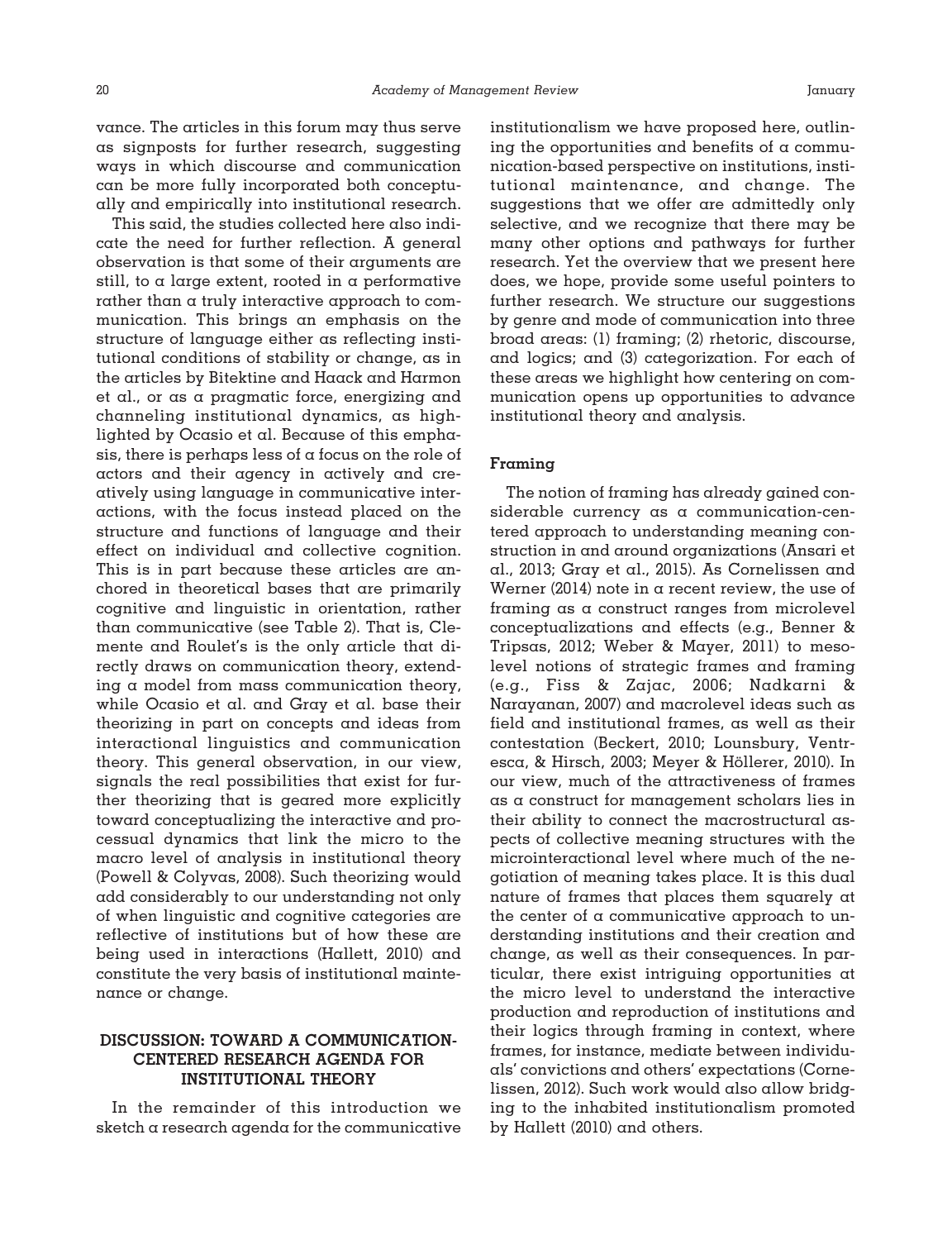vance. The articles in this forum may thus serve as signposts for further research, suggesting ways in which discourse and communication can be more fully incorporated both conceptually and empirically into institutional research.

This said, the studies collected here also indicate the need for further reflection. A general observation is that some of their arguments are still, to a large extent, rooted in a performative rather than a truly interactive approach to communication. This brings an emphasis on the structure of language either as reflecting institutional conditions of stability or change, as in the articles by Bitektine and Haack and Harmon et al., or as a pragmatic force, energizing and channeling institutional dynamics, as highlighted by Ocasio et al. Because of this emphasis, there is perhaps less of a focus on the role of actors and their agency in actively and creatively using language in communicative interactions, with the focus instead placed on the structure and functions of language and their effect on individual and collective cognition. This is in part because these articles are anchored in theoretical bases that are primarily cognitive and linguistic in orientation, rather than communicative (see Table 2). That is, Clemente and Roulet's is the only article that directly draws on communication theory, extending a model from mass communication theory, while Ocasio et al. and Gray et al. base their theorizing in part on concepts and ideas from interactional linguistics and communication theory. This general observation, in our view, signals the real possibilities that exist for further theorizing that is geared more explicitly toward conceptualizing the interactive and processual dynamics that link the micro to the macro level of analysis in institutional theory (Powell & Colyvas, 2008). Such theorizing would add considerably to our understanding not only of when linguistic and cognitive categories are reflective of institutions but of how these are being used in interactions (Hallett, 2010) and constitute the very basis of institutional maintenance or change.

## DISCUSSION: TOWARD A COMMUNICATION-CENTERED RESEARCH AGENDA FOR INSTITUTIONAL THEORY

In the remainder of this introduction we sketch a research agenda for the communicative institutionalism we have proposed here, outlining the opportunities and benefits of a communication-based perspective on institutions, institutional maintenance, and change. The suggestions that we offer are admittedly only selective, and we recognize that there may be many other options and pathways for further research. Yet the overview that we present here does, we hope, provide some useful pointers to further research. We structure our suggestions by genre and mode of communication into three broad areas: (1) framing; (2) rhetoric, discourse, and logics; and (3) categorization. For each of these areas we highlight how centering on communication opens up opportunities to advance institutional theory and analysis.

### Framing

The notion of framing has already gained considerable currency as a communication-centered approach to understanding meaning construction in and around organizations (Ansari et al., 2013; Gray et al., 2015). As Cornelissen and Werner (2014) note in a recent review, the use of framing as a construct ranges from microlevel conceptualizations and effects (e.g., Benner & Tripsas, 2012; Weber & Mayer, 2011) to mesolevel notions of strategic frames and framing (e.g., Fiss & Zajac, 2006; Nadkarni & Narayanan, 2007) and macrolevel ideas such as field and institutional frames, as well as their contestation (Beckert, 2010; Lounsbury, Ventresca, & Hirsch, 2003; Meyer & Höllerer, 2010). In our view, much of the attractiveness of frames as a construct for management scholars lies in their ability to connect the macrostructural aspects of collective meaning structures with the microinteractional level where much of the negotiation of meaning takes place. It is this dual nature of frames that places them squarely at the center of a communicative approach to understanding institutions and their creation and change, as well as their consequences. In particular, there exist intriguing opportunities at the micro level to understand the interactive production and reproduction of institutions and their logics through framing in context, where frames, for instance, mediate between individuals' convictions and others' expectations (Cornelissen, 2012). Such work would also allow bridging to the inhabited institutionalism promoted by Hallett (2010) and others.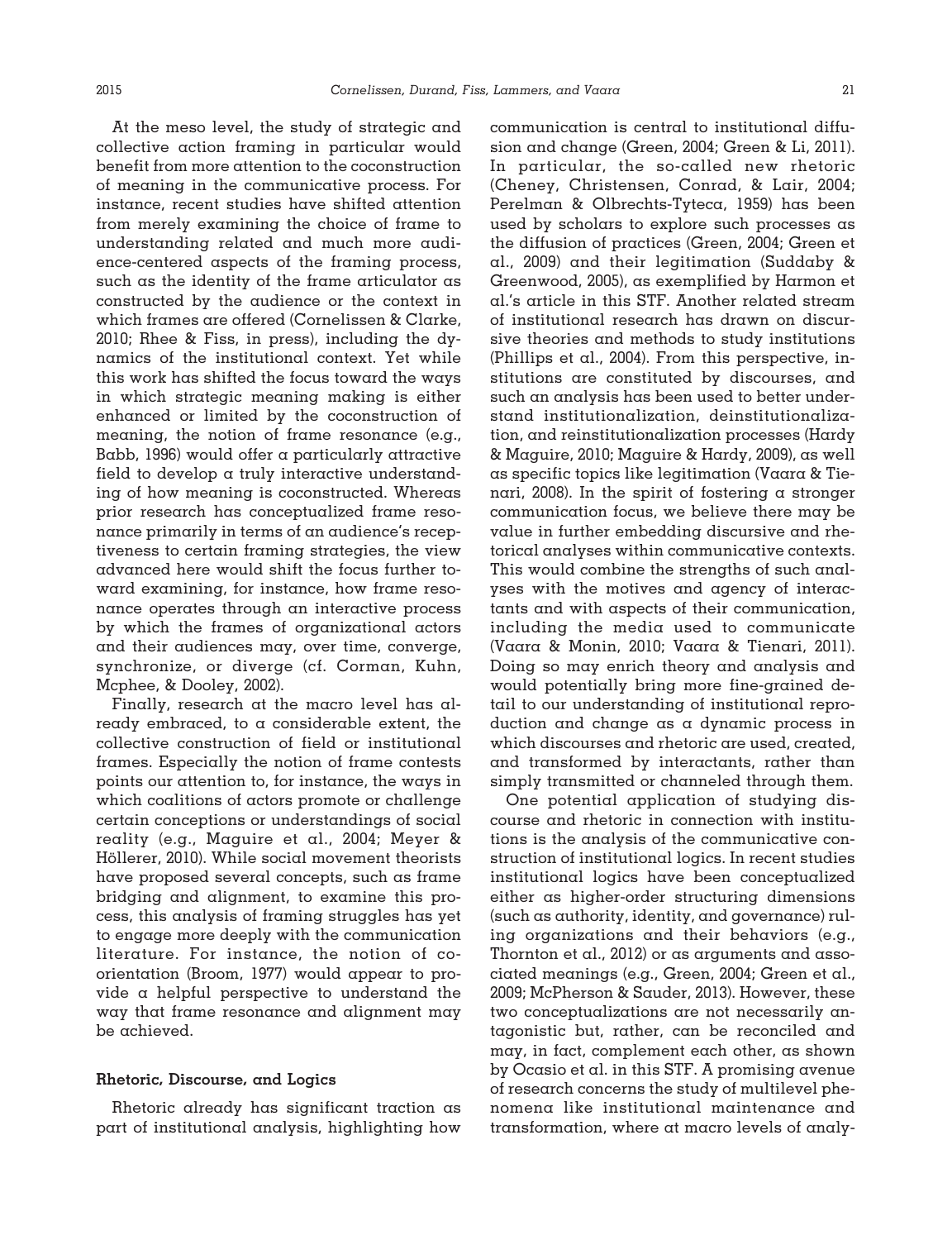At the meso level, the study of strategic and collective action framing in particular would benefit from more attention to the coconstruction of meaning in the communicative process. For instance, recent studies have shifted attention from merely examining the choice of frame to understanding related and much more audience-centered aspects of the framing process, such as the identity of the frame articulator as constructed by the audience or the context in which frames are offered (Cornelissen & Clarke, 2010; Rhee & Fiss, in press), including the dynamics of the institutional context. Yet while this work has shifted the focus toward the ways in which strategic meaning making is either enhanced or limited by the coconstruction of meaning, the notion of frame resonance (e.g., Babb, 1996) would offer a particularly attractive field to develop a truly interactive understanding of how meaning is coconstructed. Whereas prior research has conceptualized frame resonance primarily in terms of an audience's receptiveness to certain framing strategies, the view advanced here would shift the focus further toward examining, for instance, how frame resonance operates through an interactive process by which the frames of organizational actors and their audiences may, over time, converge, synchronize, or diverge (cf. Corman, Kuhn, Mcphee, & Dooley, 2002).

Finally, research at the macro level has already embraced, to a considerable extent, the collective construction of field or institutional frames. Especially the notion of frame contests points our attention to, for instance, the ways in which coalitions of actors promote or challenge certain conceptions or understandings of social reality (e.g., Maguire et al., 2004; Meyer & Höllerer, 2010). While social movement theorists have proposed several concepts, such as frame bridging and alignment, to examine this process, this analysis of framing struggles has yet to engage more deeply with the communication literature. For instance, the notion of co-orientation (Broom, 1977) would appear to provide a helpful perspective to understand the way that frame resonance and alignment may be achieved.

### Rhetoric, Discourse, and Logics

Rhetoric already has significant traction as part of institutional analysis, highlighting how communication is central to institutional diffusion and change (Green, 2004; Green & Li, 2011). In particular, the so-called new rhetoric (Cheney, Christensen, Conrad, & Lair, 2004; Perelman & Olbrechts-Tyteca, 1959) has been used by scholars to explore such processes as the diffusion of practices (Green, 2004; Green et al., 2009) and their legitimation (Suddaby & Greenwood, 2005), as exemplified by Harmon et al.'s article in this STF. Another related stream of institutional research has drawn on discursive theories and methods to study institutions (Phillips et al., 2004). From this perspective, institutions are constituted by discourses, and such an analysis has been used to better understand institutionalization, deinstitutionalization, and reinstitutionalization processes (Hardy & Maguire, 2010; Maguire & Hardy, 2009), as well as specific topics like legitimation (Vaara & Tienari, 2008). In the spirit of fostering a stronger communication focus, we believe there may be value in further embedding discursive and rhetorical analyses within communicative contexts. This would combine the strengths of such analyses with the motives and agency of interactants and with aspects of their communication, including the media used to communicate (Vaara & Monin, 2010; Vaara & Tienari, 2011). Doing so may enrich theory and analysis and would potentially bring more fine-grained detail to our understanding of institutional reproduction and change as a dynamic process in which discourses and rhetoric are used, created, and transformed by interactants, rather than simply transmitted or channeled through them.

One potential application of studying discourse and rhetoric in connection with institutions is the analysis of the communicative construction of institutional logics. In recent studies institutional logics have been conceptualized either as higher-order structuring dimensions (such as authority, identity, and governance) ruling organizations and their behaviors (e.g., Thornton et al., 2012) or as arguments and associated meanings (e.g., Green, 2004; Green et al., 2009; McPherson & Sauder, 2013). However, these two conceptualizations are not necessarily antagonistic but, rather, can be reconciled and may, in fact, complement each other, as shown by Ocasio et al. in this STF. A promising avenue of research concerns the study of multilevel phenomena like institutional maintenance and transformation, where at macro levels of analy-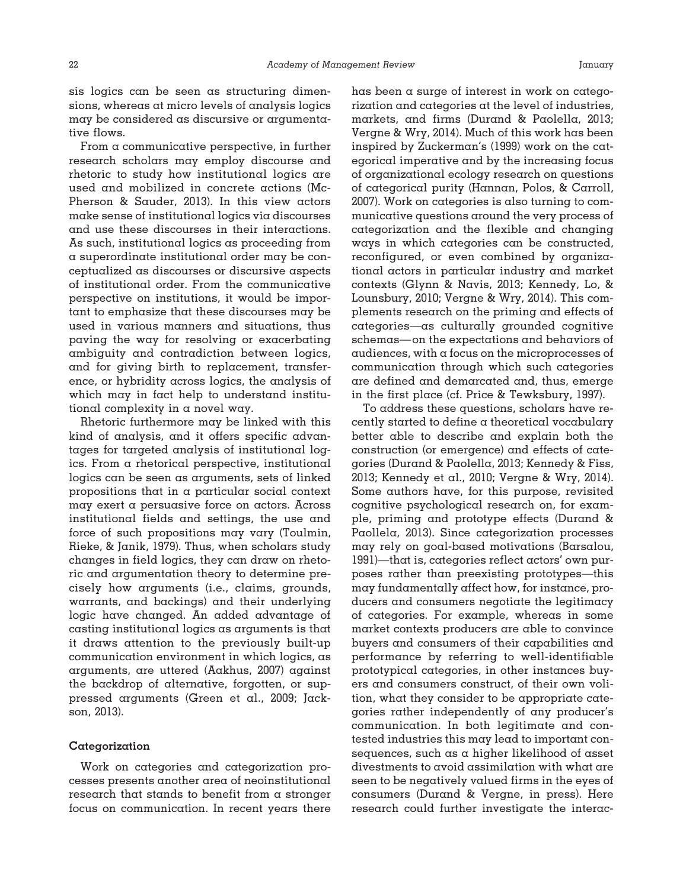sis logics can be seen as structuring dimensions, whereas at micro levels of analysis logics may be considered as discursive or argumentative flows.

From a communicative perspective, in further research scholars may employ discourse and rhetoric to study how institutional logics are used and mobilized in concrete actions (McPherson & Sauder, 2013). In this view actors make sense of institutional logics via discourses and use these discourses in their interactions. As such, institutional logics as proceeding from a superordinate institutional order may be conceptualized as discourses or discursive aspects of institutional order. From the communicative perspective on institutions, it would be important to emphasize that these discourses may be used in various manners and situations, thus paving the way for resolving or exacerbating ambiguity and contradiction between logics, and for giving birth to replacement, transference, or hybridity across logics, the analysis of which may in fact help to understand institutional complexity in a novel way.

Rhetoric furthermore may be linked with this kind of analysis, and it offers specific advantages for targeted analysis of institutional logics. From a rhetorical perspective, institutional logics can be seen as arguments, sets of linked propositions that in a particular social context may exert a persuasive force on actors. Across institutional fields and settings, the use and force of such propositions may vary (Toulmin, Rieke, & Janik, 1979). Thus, when scholars study changes in field logics, they can draw on rhetoric and argumentation theory to determine precisely how arguments (i.e., claims, grounds, warrants, and backings) and their underlying logic have changed. An added advantage of casting institutional logics as arguments is that it draws attention to the previously built-up communication environment in which logics, as arguments, are uttered (Aakhus, 2007) against the backdrop of alternative, forgotten, or suppressed arguments (Green et al., 2009; Jackson, 2013).

### Categorization

Work on categories and categorization processes presents another area of neoinstitutional research that stands to benefit from a stronger focus on communication. In recent years there has been a surge of interest in work on categorization and categories at the level of industries, markets, and firms (Durand & Paolella, 2013; Vergne & Wry, 2014). Much of this work has been inspired by Zuckerman's (1999) work on the categorical imperative and by the increasing focus of organizational ecology research on questions of categorical purity (Hannan, Polos, & Carroll, 2007). Work on categories is also turning to communicative questions around the very process of categorization and the flexible and changing ways in which categories can be constructed, reconfigured, or even combined by organizational actors in particular industry and market contexts (Glynn & Navis, 2013; Kennedy, Lo, & Lounsbury, 2010; Vergne & Wry, 2014). This complements research on the priming and effects of categories—as culturally grounded cognitive schemas—on the expectations and behaviors of audiences, with a focus on the microprocesses of communication through which such categories are defined and demarcated and, thus, emerge in the first place (cf. Price & Tewksbury, 1997).

To address these questions, scholars have recently started to define a theoretical vocabulary better able to describe and explain both the construction (or emergence) and effects of categories (Durand & Paolella, 2013; Kennedy & Fiss, 2013; Kennedy et al., 2010; Vergne & Wry, 2014). Some authors have, for this purpose, revisited cognitive psychological research on, for example, priming and prototype effects (Durand & Paollela, 2013). Since categorization processes may rely on goal-based motivations (Barsalou, 1991)—that is, categories reflect actors' own purposes rather than preexisting prototypes—this may fundamentally affect how, for instance, producers and consumers negotiate the legitimacy of categories. For example, whereas in some market contexts producers are able to convince buyers and consumers of their capabilities and performance by referring to well-identifiable prototypical categories, in other instances buyers and consumers construct, of their own volition, what they consider to be appropriate categories rather independently of any producer's communication. In both legitimate and contested industries this may lead to important consequences, such as a higher likelihood of asset divestments to avoid assimilation with what are seen to be negatively valued firms in the eyes of consumers (Durand & Vergne, in press). Here research could further investigate the interac-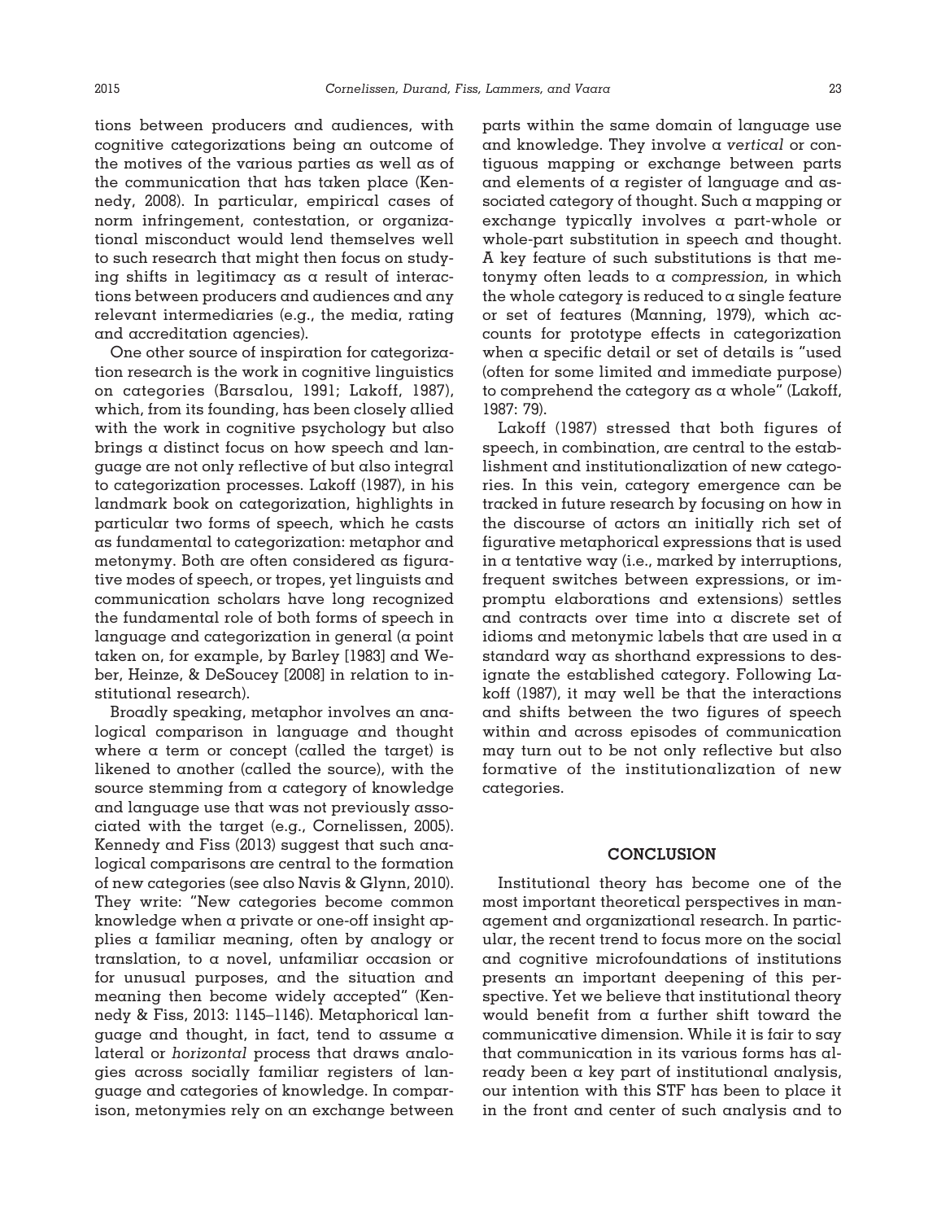tions between producers and audiences, with cognitive categorizations being an outcome of the motives of the various parties as well as of the communication that has taken place (Kennedy, 2008). In particular, empirical cases of norm infringement, contestation, or organizational misconduct would lend themselves well to such research that might then focus on studying shifts in legitimacy as a result of interactions between producers and audiences and any relevant intermediaries (e.g., the media, rating and accreditation agencies).

One other source of inspiration for categorization research is the work in cognitive linguistics on categories (Barsalou, 1991; Lakoff, 1987), which, from its founding, has been closely allied with the work in cognitive psychology but also brings a distinct focus on how speech and language are not only reflective of but also integral to categorization processes. Lakoff (1987), in his landmark book on categorization, highlights in particular two forms of speech, which he casts as fundamental to categorization: metaphor and metonymy. Both are often considered as figurative modes of speech, or tropes, yet linguists and communication scholars have long recognized the fundamental role of both forms of speech in language and categorization in general (a point taken on, for example, by Barley [1983] and Weber, Heinze, & DeSoucey [2008] in relation to institutional research).

Broadly speaking, metaphor involves an analogical comparison in language and thought where a term or concept (called the target) is likened to another (called the source), with the source stemming from a category of knowledge and language use that was not previously associated with the target (e.g., Cornelissen, 2005). Kennedy and Fiss (2013) suggest that such analogical comparisons are central to the formation of new categories (see also Navis & Glynn, 2010). They write: "New categories become common knowledge when a private or one-off insight applies a familiar meaning, often by analogy or translation, to a novel, unfamiliar occasion or for unusual purposes, and the situation and meaning then become widely accepted" (Kennedy & Fiss, 2013: 1145–1146). Metaphorical language and thought, in fact, tend to assume a lateral or *horizontal* process that draws analogies across socially familiar registers of language and categories of knowledge. In comparison, metonymies rely on an exchange between parts within the same domain of language use and knowledge. They involve a *vertical* or contiguous mapping or exchange between parts and elements of a register of language and associated category of thought. Such a mapping or exchange typically involves a part-whole or whole-part substitution in speech and thought. A key feature of such substitutions is that metonymy often leads to a *compression,* in which the whole category is reduced to a single feature or set of features (Manning, 1979), which accounts for prototype effects in categorization when a specific detail or set of details is "used (often for some limited and immediate purpose) to comprehend the category as a whole" (Lakoff, 1987: 79).

Lakoff (1987) stressed that both figures of speech, in combination, are central to the establishment and institutionalization of new categories. In this vein, category emergence can be tracked in future research by focusing on how in the discourse of actors an initially rich set of figurative metaphorical expressions that is used in a tentative way (i.e., marked by interruptions, frequent switches between expressions, or impromptu elaborations and extensions) settles and contracts over time into a discrete set of idioms and metonymic labels that are used in a standard way as shorthand expressions to designate the established category. Following Lakoff (1987), it may well be that the interactions and shifts between the two figures of speech within and across episodes of communication may turn out to be not only reflective but also formative of the institutionalization of new categories.

## CONCLUSION

Institutional theory has become one of the most important theoretical perspectives in management and organizational research. In particular, the recent trend to focus more on the social and cognitive microfoundations of institutions presents an important deepening of this perspective. Yet we believe that institutional theory would benefit from a further shift toward the communicative dimension. While it is fair to say that communication in its various forms has already been a key part of institutional analysis, our intention with this STF has been to place it in the front and center of such analysis and to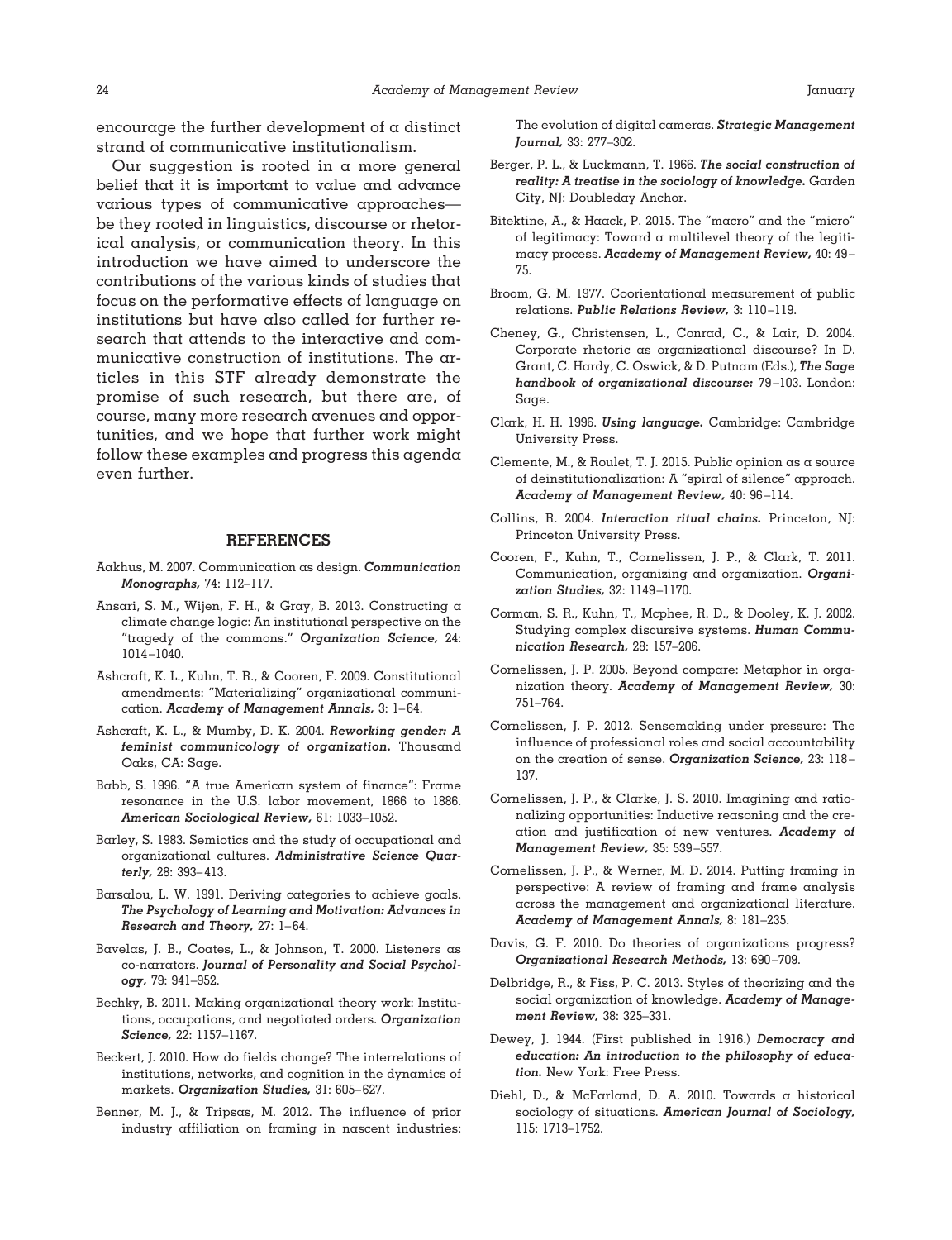encourage the further development of a distinct strand of communicative institutionalism.

Our suggestion is rooted in a more general belief that it is important to value and advance various types of communicative approaches—be they rooted in linguistics, discourse or rhetorical analysis, or communication theory. In this introduction we have aimed to underscore the contributions of the various kinds of studies that focus on the performative effects of language on institutions but have also called for further research that attends to the interactive and communicative construction of institutions. The articles in this STF already demonstrate the promise of such research, but there are, of course, many more research avenues and opportunities, and we hope that further work might follow these examples and progress this agenda even further.

## REFERENCES

Aakhus, M. 2007. Communication as design. ***Communication Monographs,*** 74: 112–117.

Ansari, S. M., Wijen, F. H., & Gray, B. 2013. Constructing a climate change logic: An institutional perspective on the "tragedy of the commons." ***Organization Science,*** 24: 1014–1040.

Ashcraft, K. L., Kuhn, T. R., & Cooren, F. 2009. Constitutional amendments: "Materializing" organizational communication. ***Academy of Management Annals,*** 3: 1–64.

Ashcraft, K. L., & Mumby, D. K. 2004. ***Reworking gender: A feminist communicology of organization.*** Thousand Oaks, CA: Sage.

Babb, S. 1996. "A true American system of finance": Frame resonance in the U.S. labor movement, 1866 to 1886. ***American Sociological Review,*** 61: 1033–1052.

Barley, S. 1983. Semiotics and the study of occupational and organizational cultures. ***Administrative Science Quarterly,*** 28: 393–413.

Barsalou, L. W. 1991. Deriving categories to achieve goals. ***The Psychology of Learning and Motivation: Advances in Research and Theory,*** 27: 1–64.

Bavelas, J. B., Coates, L., & Johnson, T. 2000. Listeners as co-narrators. ***Journal of Personality and Social Psychology,*** 79: 941–952.

Bechky, B. 2011. Making organizational theory work: Institutions, occupations, and negotiated orders. ***Organization Science,*** 22: 1157–1167.

Beckert, J. 2010. How do fields change? The interrelations of institutions, networks, and cognition in the dynamics of markets. ***Organization Studies,*** 31: 605–627.

Benner, M. J., & Tripsas, M. 2012. The influence of prior industry affiliation on framing in nascent industries: The evolution of digital cameras. ***Strategic Management Journal,*** 33: 277–302.

Berger, P. L., & Luckmann, T. 1966. ***The social construction of reality: A treatise in the sociology of knowledge.*** Garden City, NJ: Doubleday Anchor.

Bitektine, A., & Haack, P. 2015. The "macro" and the "micro" of legitimacy: Toward a multilevel theory of the legitimacy process. ***Academy of Management Review,*** 40: 49–75.

Broom, G. M. 1977. Coorientational measurement of public relations. ***Public Relations Review,*** 3: 110–119.

Cheney, G., Christensen, L., Conrad, C., & Lair, D. 2004. Corporate rhetoric as organizational discourse? In D. Grant, C. Hardy, C. Oswick, & D. Putnam (Eds.), ***The Sage handbook of organizational discourse:*** 79–103. London: Sage.

Clark, H. H. 1996. ***Using language.*** Cambridge: Cambridge University Press.

Clemente, M., & Roulet, T. J. 2015. Public opinion as a source of deinstitutionalization: A "spiral of silence" approach. ***Academy of Management Review,*** 40: 96–114.

Collins, R. 2004. ***Interaction ritual chains.*** Princeton, NJ: Princeton University Press.

Cooren, F., Kuhn, T., Cornelissen, J. P., & Clark, T. 2011. Communication, organizing and organization. ***Organization Studies,*** 32: 1149–1170.

Corman, S. R., Kuhn, T., Mcphee, R. D., & Dooley, K. J. 2002. Studying complex discursive systems. ***Human Communication Research,*** 28: 157–206.

Cornelissen, J. P. 2005. Beyond compare: Metaphor in organization theory. ***Academy of Management Review,*** 30: 751–764.

Cornelissen, J. P. 2012. Sensemaking under pressure: The influence of professional roles and social accountability on the creation of sense. ***Organization Science,*** 23: 118–137.

Cornelissen, J. P., & Clarke, J. S. 2010. Imagining and rationalizing opportunities: Inductive reasoning and the creation and justification of new ventures. ***Academy of Management Review,*** 35: 539–557.

Cornelissen, J. P., & Werner, M. D. 2014. Putting framing in perspective: A review of framing and frame analysis across the management and organizational literature. ***Academy of Management Annals,*** 8: 181–235.

Davis, G. F. 2010. Do theories of organizations progress? ***Organizational Research Methods,*** 13: 690–709.

Delbridge, R., & Fiss, P. C. 2013. Styles of theorizing and the social organization of knowledge. ***Academy of Management Review,*** 38: 325–331.

Dewey, J. 1944. (First published in 1916.) ***Democracy and education: An introduction to the philosophy of education.*** New York: Free Press.

Diehl, D., & McFarland, D. A. 2010. Towards a historical sociology of situations. ***American Journal of Sociology,*** 115: 1713–1752.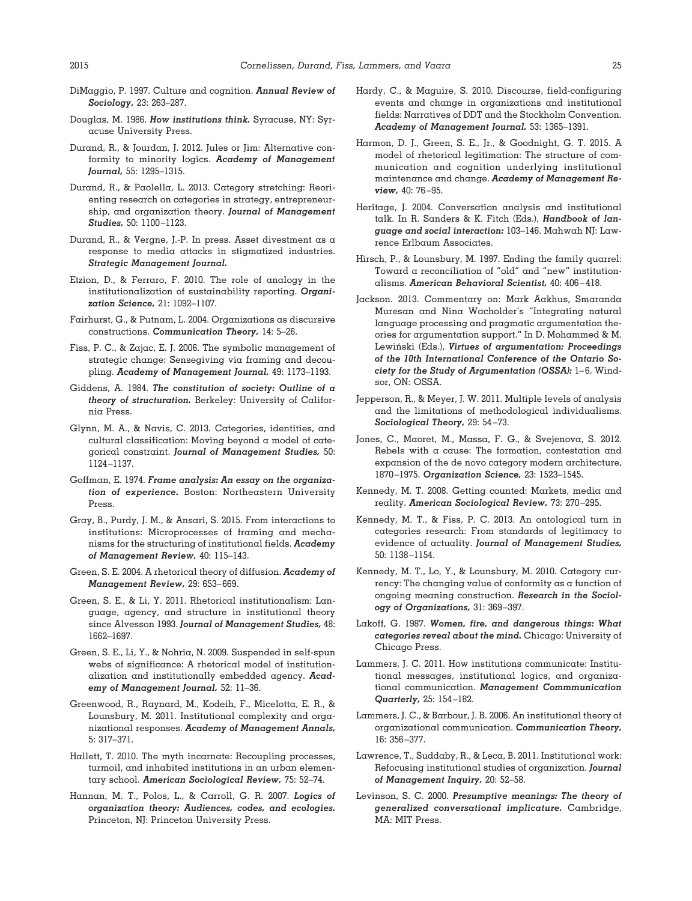DiMaggio, P. 1997. Culture and cognition. ***Annual Review of Sociology,*** 23: 263–287.

Douglas, M. 1986. ***How institutions think.*** Syracuse, NY: Syracuse University Press.

Durand, R., & Jourdan, J. 2012. Jules or Jim: Alternative conformity to minority logics. ***Academy of Management Journal,*** 55: 1295–1315.

Durand, R., & Paolella, L. 2013. Category stretching: Reorienting research on categories in strategy, entrepreneurship, and organization theory. ***Journal of Management Studies,*** 50: 1100–1123.

Durand, R., & Vergne, J.-P. In press. Asset divestment as a response to media attacks in stigmatized industries. ***Strategic Management Journal.***

Etzion, D., & Ferraro, F. 2010. The role of analogy in the institutionalization of sustainability reporting. ***Organization Science,*** 21: 1092–1107.

Fairhurst, G., & Putnam, L. 2004. Organizations as discursive constructions. ***Communication Theory,*** 14: 5–26.

Fiss, P. C., & Zajac, E. J. 2006. The symbolic management of strategic change: Sensegiving via framing and decoupling. ***Academy of Management Journal,*** 49: 1173–1193.

Giddens, A. 1984. ***The constitution of society: Outline of a theory of structuration.*** Berkeley: University of California Press.

Glynn, M. A., & Navis, C. 2013. Categories, identities, and cultural classification: Moving beyond a model of categorical constraint. ***Journal of Management Studies,*** 50: 1124–1137.

Goffman, E. 1974. ***Frame analysis: An essay on the organization of experience.*** Boston: Northeastern University Press.

Gray, B., Purdy, J. M., & Ansari, S. 2015. From interactions to institutions: Microprocesses of framing and mechanisms for the structuring of institutional fields. ***Academy of Management Review,*** 40: 115–143.

Green, S. E. 2004. A rhetorical theory of diffusion. ***Academy of Management Review,*** 29: 653–669.

Green, S. E., & Li, Y. 2011. Rhetorical institutionalism: Language, agency, and structure in institutional theory since Alvesson 1993. ***Journal of Management Studies,*** 48: 1662–1697.

Green, S. E., Li, Y., & Nohria, N. 2009. Suspended in self-spun webs of significance: A rhetorical model of institutionalization and institutionally embedded agency. ***Academy of Management Journal,*** 52: 11–36.

Greenwood, R., Raynard, M., Kodeih, F., Micelotta, E. R., & Lounsbury, M. 2011. Institutional complexity and organizational responses. ***Academy of Management Annals,*** 5: 317–371.

Hallett, T. 2010. The myth incarnate: Recoupling processes, turmoil, and inhabited institutions in an urban elementary school. ***American Sociological Review,*** 75: 52–74.

Hannan, M. T., Polos, L., & Carroll, G. R. 2007. ***Logics of organization theory: Audiences, codes, and ecologies.*** Princeton, NJ: Princeton University Press.

Hardy, C., & Maguire, S. 2010. Discourse, field-configuring events and change in organizations and institutional fields: Narratives of DDT and the Stockholm Convention. ***Academy of Management Journal,*** 53: 1365–1391.

Harmon, D. J., Green, S. E., Jr., & Goodnight, G. T. 2015. A model of rhetorical legitimation: The structure of communication and cognition underlying institutional maintenance and change. ***Academy of Management Review,*** 40: 76–95.

Heritage, J. 2004. Conversation analysis and institutional talk. In R. Sanders & K. Fitch (Eds.), ***Handbook of language and social interaction:*** 103–146. Mahwah NJ: Lawrence Erlbaum Associates.

Hirsch, P., & Lounsbury, M. 1997. Ending the family quarrel: Toward a reconciliation of "old" and "new" institutionalisms. ***American Behavioral Scientist,*** 40: 406–418.

Jackson. 2013. Commentary on: Mark Aakhus, Smaranda Muresan and Nina Wacholder's "Integrating natural language processing and pragmatic argumentation theories for argumentation support." In D. Mohammed & M. Lewiński (Eds.), ***Virtues of argumentation: Proceedings of the 10th International Conference of the Ontario Society for the Study of Argumentation (OSSA):*** 1–6. Windsor, ON: OSSA.

Jepperson, R., & Meyer, J. W. 2011. Multiple levels of analysis and the limitations of methodological individualisms. ***Sociological Theory,*** 29: 54–73.

Jones, C., Maoret, M., Massa, F. G., & Svejenova, S. 2012. Rebels with a cause: The formation, contestation and expansion of the de novo category modern architecture, 1870–1975. ***Organization Science,*** 23: 1523–1545.

Kennedy, M. T. 2008. Getting counted: Markets, media and reality. ***American Sociological Review,*** 73: 270–295.

Kennedy, M. T., & Fiss, P. C. 2013. An ontological turn in categories research: From standards of legitimacy to evidence of actuality. ***Journal of Management Studies,*** 50: 1138–1154.

Kennedy, M. T., Lo, Y., & Lounsbury, M. 2010. Category currency: The changing value of conformity as a function of ongoing meaning construction. ***Research in the Sociology of Organizations,*** 31: 369–397.

Lakoff, G. 1987. ***Women, fire, and dangerous things: What categories reveal about the mind.*** Chicago: University of Chicago Press.

Lammers, J. C. 2011. How institutions communicate: Institutional messages, institutional logics, and organizational communication. ***Management Commmunication Quarterly,*** 25: 154–182.

Lammers, J. C., & Barbour, J. B. 2006. An institutional theory of organizational communication. ***Communication Theory,*** 16: 356–377.

Lawrence, T., Suddaby, R., & Leca, B. 2011. Institutional work: Refocusing institutional studies of organization. ***Journal of Management Inquiry,*** 20: 52–58.

Levinson, S. C. 2000. ***Presumptive meanings: The theory of generalized conversational implicature.*** Cambridge, MA: MIT Press.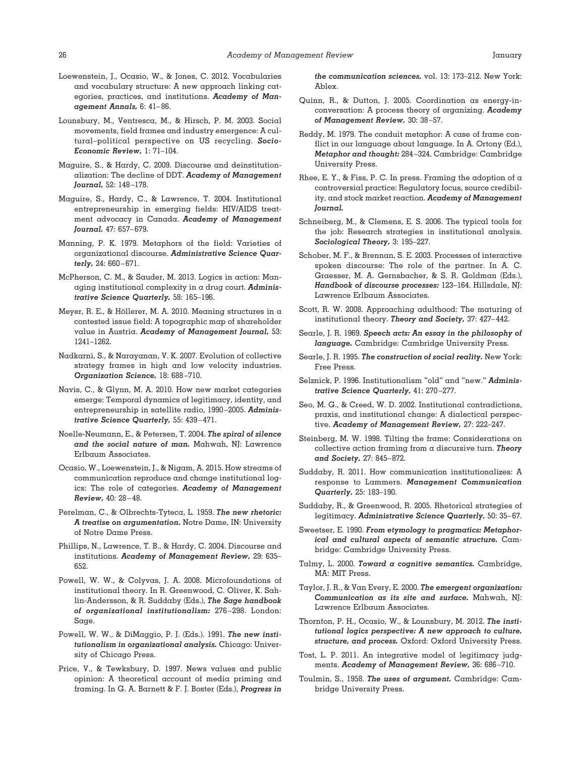Loewenstein, J., Ocasio, W., & Jones, C. 2012. Vocabularies and vocabulary structure: A new approach linking categories, practices, and institutions. ***Academy of Management Annals,*** 6: 41–86.

Lounsbury, M., Ventresca, M., & Hirsch, P. M. 2003. Social movements, field frames and industry emergence: A cultural–political perspective on US recycling. ***Socio-Economic Review,*** 1: 71–104.

Maguire, S., & Hardy, C. 2009. Discourse and deinstitutionalization: The decline of DDT. ***Academy of Management Journal,*** 52: 148–178.

Maguire, S., Hardy, C., & Lawrence, T. 2004. Institutional entrepreneurship in emerging fields: HIV/AIDS treatment advocacy in Canada. ***Academy of Management Journal,*** 47: 657–679.

Manning, P. K. 1979. Metaphors of the field: Varieties of organizational discourse. ***Administrative Science Quarterly,*** 24: 660–671.

McPherson, C. M., & Sauder, M. 2013. Logics in action: Managing institutional complexity in a drug court. ***Administrative Science Quarterly,*** 58: 165–196.

Meyer, R. E., & Höllerer, M. A. 2010. Meaning structures in a contested issue field: A topographic map of shareholder value in Austria. ***Academy of Management Journal,*** 53: 1241–1262.

Nadkarni, S., & Narayanan, V. K. 2007. Evolution of collective strategy frames in high and low velocity industries. ***Organization Science,*** 18: 688–710.

Navis, C., & Glynn, M. A. 2010. How new market categories emerge: Temporal dynamics of legitimacy, identity, and entrepreneurship in satellite radio, 1990–2005. ***Administrative Science Quarterly,*** 55: 439–471.

Noelle-Neumann, E., & Petersen, T. 2004. ***The spiral of silence and the social nature of man.*** Mahwah, NJ: Lawrence Erlbaum Associates.

Ocasio, W., Loewenstein, J., & Nigam, A. 2015. How streams of communication reproduce and change institutional logics: The role of categories. ***Academy of Management Review,*** 40: 28–48.

Perelman, C., & Olbrechts-Tyteca, L. 1959. ***The new rhetoric: A treatise on argumentation.*** Notre Dame, IN: University of Notre Dame Press.

Phillips, N., Lawrence, T. B., & Hardy, C. 2004. Discourse and institutions. ***Academy of Management Review,*** 29: 635–652.

Powell, W. W., & Colyvas, J. A. 2008. Microfoundations of institutional theory. In R. Greenwood, C. Oliver, K. Sahlin-Andersson, & R. Suddaby (Eds.), ***The Sage handbook of organizational institutionalism:*** 276–298. London: Sage.

Powell, W. W., & DiMaggio, P. J. (Eds.). 1991. ***The new institutionalism in organizational analysis.*** Chicago: University of Chicago Press.

Price, V., & Tewksbury, D. 1997. News values and public opinion: A theoretical account of media priming and framing. In G. A. Barnett & F. J. Boster (Eds.), ***Progress in the communication sciences,*** vol. 13: 173–212. New York: Ablex.

Quinn, R., & Dutton, J. 2005. Coordination as energy-in-conversation: A process theory of organizing. ***Academy of Management Review,*** 30: 38–57.

Reddy, M. 1979. The conduit metaphor: A case of frame conflict in our language about language. In A. Ortony (Ed.), ***Metaphor and thought:*** 284–324. Cambridge: Cambridge University Press.

Rhee, E. Y., & Fiss, P. C. In press. Framing the adoption of a controversial practice: Regulatory focus, source credibility, and stock market reaction. ***Academy of Management Journal.***

Schneiberg, M., & Clemens, E. S. 2006. The typical tools for the job: Research strategies in institutional analysis. ***Sociological Theory,*** 3: 195–227.

Schober, M. F., & Brennan, S. E. 2003. Processes of interactive spoken discourse: The role of the partner. In A. C. Graesser, M. A. Gernsbacher, & S. R. Goldman (Eds.), ***Handbook of discourse processes:*** 123–164. Hillsdale, NJ: Lawrence Erlbaum Associates.

Scott, R. W. 2008. Approaching adulthood: The maturing of institutional theory. ***Theory and Society,*** 37: 427–442.

Searle, J. R. 1969. ***Speech acts: An essay in the philosophy of language.*** Cambridge: Cambridge University Press.

Searle, J. R. 1995. ***The construction of social reality.*** New York: Free Press.

Selznick, P. 1996. Institutionalism "old" and "new." ***Administrative Science Quarterly,*** 41: 270–277.

Seo, M. G., & Creed, W. D. 2002. Institutional contradictions, praxis, and institutional change: A dialectical perspective. ***Academy of Management Review,*** 27: 222–247.

Steinberg, M. W. 1998. Tilting the frame: Considerations on collective action framing from a discursive turn. ***Theory and Society,*** 27: 845–872.

Suddaby, R. 2011. How communication institutionalizes: A response to Lammers. ***Management Communication Quarterly,*** 25: 183–190.

Suddaby, R., & Greenwood, R. 2005. Rhetorical strategies of legitimacy. ***Administrative Science Quarterly,*** 50: 35–67.

Sweetser, E. 1990. ***From etymology to pragmatics: Metaphorical and cultural aspects of semantic structure.*** Cambridge: Cambridge University Press.

Talmy, L. 2000. ***Toward a cognitive semantics.*** Cambridge, MA: MIT Press.

Taylor, J. R., & Van Every, E. 2000. ***The emergent organization: Communication as its site and surface.*** Mahwah, NJ: Lawrence Erlbaum Associates.

Thornton, P. H., Ocasio, W., & Lounsbury, M. 2012. ***The institutional logics perspective: A new approach to culture, structure, and process.*** Oxford: Oxford University Press.

Tost, L. P. 2011. An integrative model of legitimacy judgments. ***Academy of Management Review,*** 36: 686–710.

Toulmin, S., 1958. ***The uses of argument.*** Cambridge: Cambridge University Press.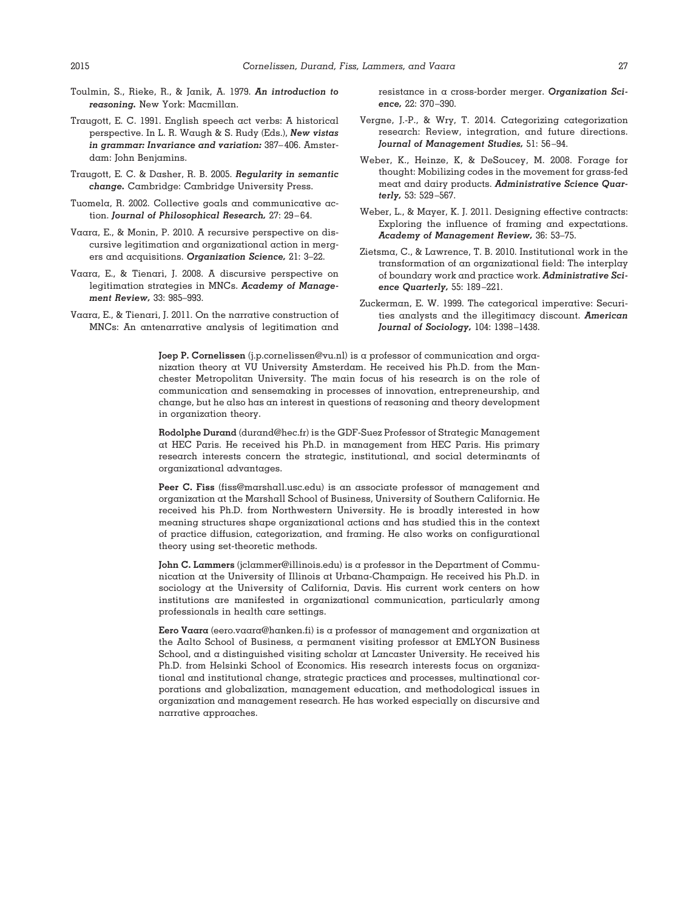Toulmin, S., Rieke, R., & Janik, A. 1979. ***An introduction to reasoning.*** New York: Macmillan.

Traugott, E. C. 1991. English speech act verbs: A historical perspective. In L. R. Waugh & S. Rudy (Eds.), ***New vistas in grammar: Invariance and variation:*** 387–406. Amsterdam: John Benjamins.

Traugott, E. C. & Dasher, R. B. 2005. ***Regularity in semantic change.*** Cambridge: Cambridge University Press.

Tuomela, R. 2002. Collective goals and communicative action. ***Journal of Philosophical Research,*** 27: 29–64.

Vaara, E., & Monin, P. 2010. A recursive perspective on discursive legitimation and organizational action in mergers and acquisitions. ***Organization Science,*** 21: 3–22.

Vaara, E., & Tienari, J. 2008. A discursive perspective on legitimation strategies in MNCs. ***Academy of Management Review,*** 33: 985–993.

Vaara, E., & Tienari, J. 2011. On the narrative construction of MNCs: An antenarrative analysis of legitimation and resistance in a cross-border merger. ***Organization Science,*** 22: 370–390.

Vergne, J.-P., & Wry, T. 2014. Categorizing categorization research: Review, integration, and future directions. ***Journal of Management Studies,*** 51: 56–94.

Weber, K., Heinze, K, & DeSoucey, M. 2008. Forage for thought: Mobilizing codes in the movement for grass-fed meat and dairy products. ***Administrative Science Quarterly,*** 53: 529–567.

Weber, L., & Mayer, K. J. 2011. Designing effective contracts: Exploring the influence of framing and expectations. ***Academy of Management Review,*** 36: 53–75.

Zietsma, C., & Lawrence, T. B. 2010. Institutional work in the transformation of an organizational field: The interplay of boundary work and practice work. ***Administrative Science Quarterly,*** 55: 189–221.

Zuckerman, E. W. 1999. The categorical imperative: Securities analysts and the illegitimacy discount. ***American Journal of Sociology,*** 104: 1398–1438.

**Joep P. Cornelissen** (j.p.cornelissen@vu.nl) is a professor of communication and organization theory at VU University Amsterdam. He received his Ph.D. from the Manchester Metropolitan University. The main focus of his research is on the role of communication and sensemaking in processes of innovation, entrepreneurship, and change, but he also has an interest in questions of reasoning and theory development in organization theory.

**Rodolphe Durand** (durand@hec.fr) is the GDF-Suez Professor of Strategic Management at HEC Paris. He received his Ph.D. in management from HEC Paris. His primary research interests concern the strategic, institutional, and social determinants of organizational advantages.

**Peer C. Fiss** (fiss@marshall.usc.edu) is an associate professor of management and organization at the Marshall School of Business, University of Southern California. He received his Ph.D. from Northwestern University. He is broadly interested in how meaning structures shape organizational actions and has studied this in the context of practice diffusion, categorization, and framing. He also works on configurational theory using set-theoretic methods.

**John C. Lammers** (jclammer@illinois.edu) is a professor in the Department of Communication at the University of Illinois at Urbana-Champaign. He received his Ph.D. in sociology at the University of California, Davis. His current work centers on how institutions are manifested in organizational communication, particularly among professionals in health care settings.

**Eero Vaara** (eero.vaara@hanken.fi) is a professor of management and organization at the Aalto School of Business, a permanent visiting professor at EMLYON Business School, and a distinguished visiting scholar at Lancaster University. He received his Ph.D. from Helsinki School of Economics. His research interests focus on organizational and institutional change, strategic practices and processes, multinational corporations and globalization, management education, and methodological issues in organization and management research. He has worked especially on discursive and narrative approaches.